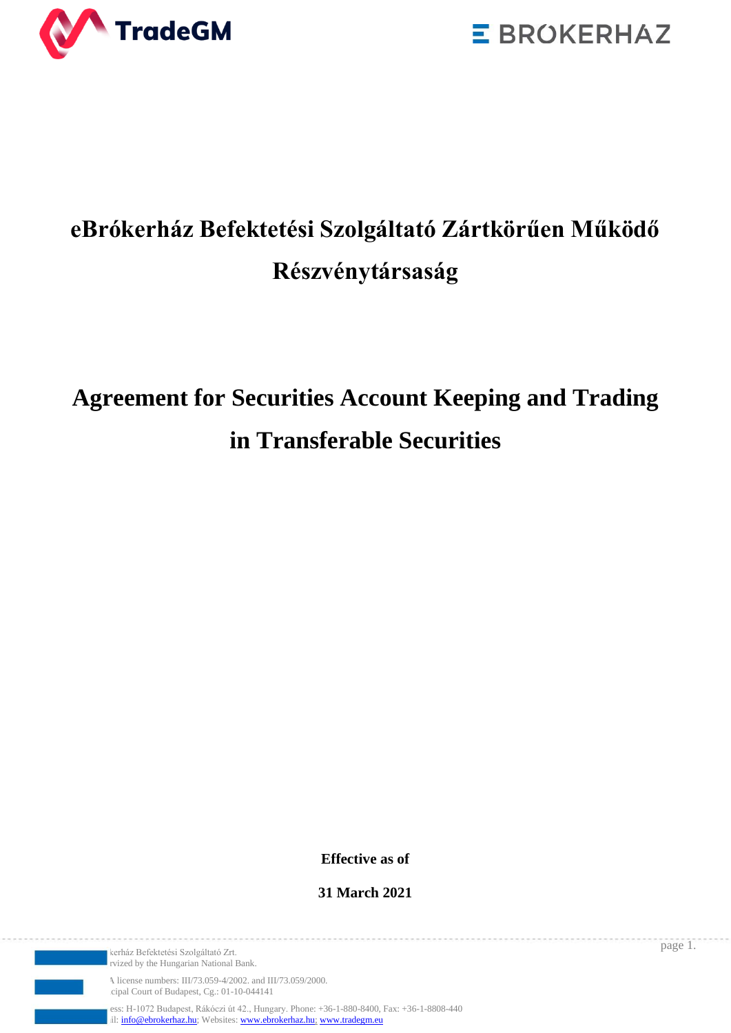# eBrókerház Befektetési Szolgáltató Zártkörűen Működő Részvénytársaság

# Agreement for Securities Account Keeping and Trading in Transferable Securities

**Effective as of**

**31 March 2021**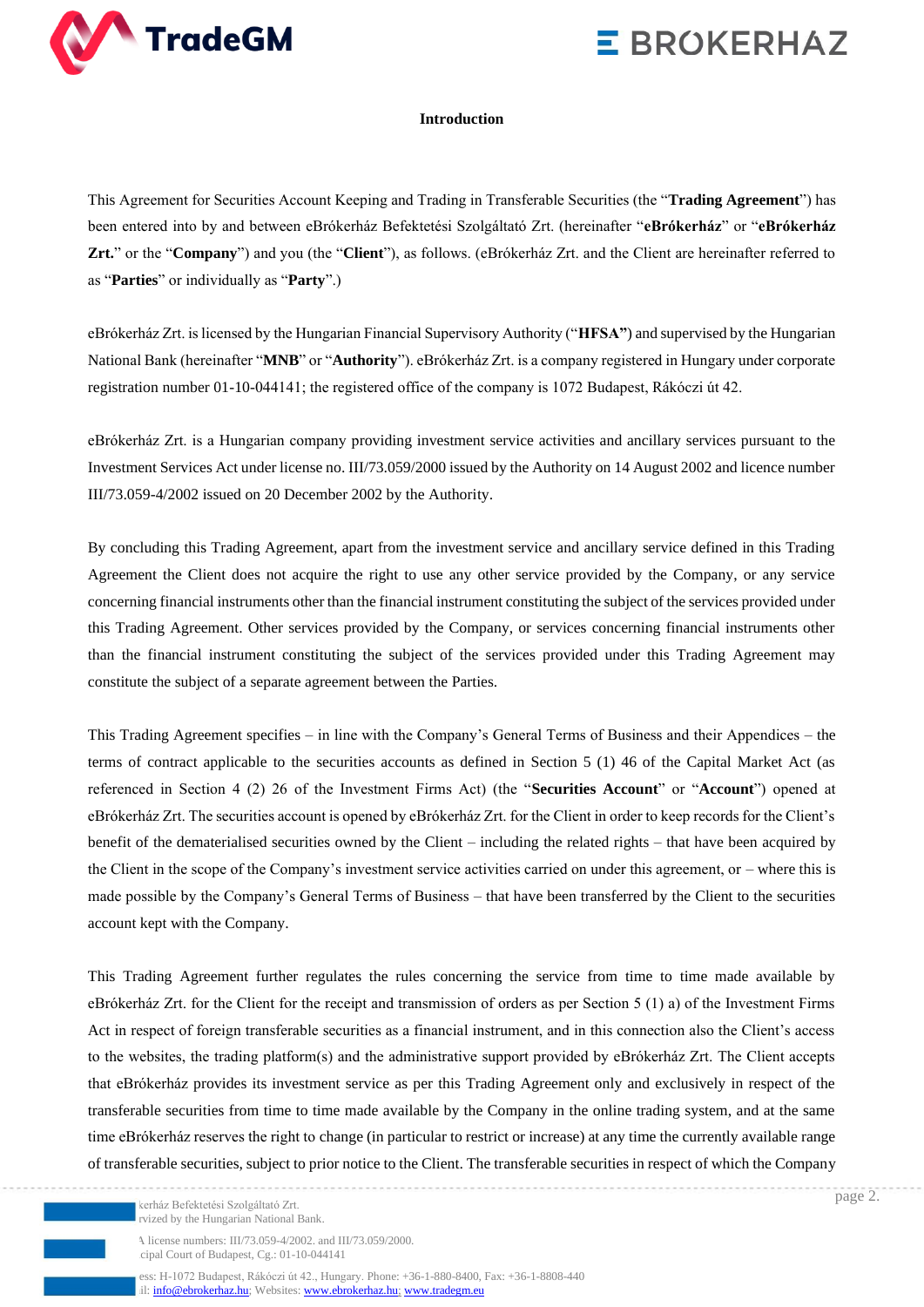## Introduction

This Agreement for Securities Account Keeping and Trading in Transferable Securities (the "**Trading Agreement**") has been entered into by and between eBrókerház Befektetési Szolgáltató Zrt. (hereinafter "**eBrókerház**" or "**eBrókerház Zrt.**" or the "**Company**") and you (the "**Client**"), as follows. (eBrókerház Zrt. and the Client are hereinafter referred to as "**Parties**" or individually as "**Party**".)

eBrókerház Zrt. is licensed by the Hungarian Financial Supervisory Authority ("**HFSA"**) and supervised by the Hungarian National Bank (hereinafter "**MNB**" or "**Authority**"). eBrókerház Zrt. is a company registered in Hungary under corporate registration number 01-10-044141; the registered office of the company is 1072 Budapest, Rákóczi út 42.

eBrókerház Zrt. is a Hungarian company providing investment service activities and ancillary services pursuant to the Investment Services Act under license no. III/73.059/2000 issued by the Authority on 14 August 2002 and licence number III/73.059-4/2002 issued on 20 December 2002 by the Authority.

By concluding this Trading Agreement, apart from the investment service and ancillary service defined in this Trading Agreement the Client does not acquire the right to use any other service provided by the Company, or any service concerning financial instruments other than the financial instrument constituting the subject of the services provided under this Trading Agreement. Other services provided by the Company, or services concerning financial instruments other than the financial instrument constituting the subject of the services provided under this Trading Agreement may constitute the subject of a separate agreement between the Parties.

This Trading Agreement specifies – in line with the Company's General Terms of Business and their Appendices – the terms of contract applicable to the securities accounts as defined in Section 5 (1) 46 of the Capital Market Act (as referenced in Section 4 (2) 26 of the Investment Firms Act) (the "**Securities Account**" or "**Account**") opened at eBrókerház Zrt. The securities account is opened by eBrókerház Zrt. for the Client in order to keep records for the Client's benefit of the dematerialised securities owned by the Client – including the related rights – that have been acquired by the Client in the scope of the Company's investment service activities carried on under this agreement, or – where this is made possible by the Company's General Terms of Business – that have been transferred by the Client to the securities account kept with the Company.

This Trading Agreement further regulates the rules concerning the service from time to time made available by eBrókerház Zrt. for the Client for the receipt and transmission of orders as per Section 5 (1) a) of the Investment Firms Act in respect of foreign transferable securities as a financial instrument, and in this connection also the Client's access to the websites, the trading platform(s) and the administrative support provided by eBrókerház Zrt. The Client accepts that eBrókerház provides its investment service as per this Trading Agreement only and exclusively in respect of the transferable securities from time to time made available by the Company in the online trading system, and at the same time eBrókerház reserves the right to change (in particular to restrict or increase) at any time the currently available range of transferable securities, subject to prior notice to the Client. The transferable securities in respect of which the Company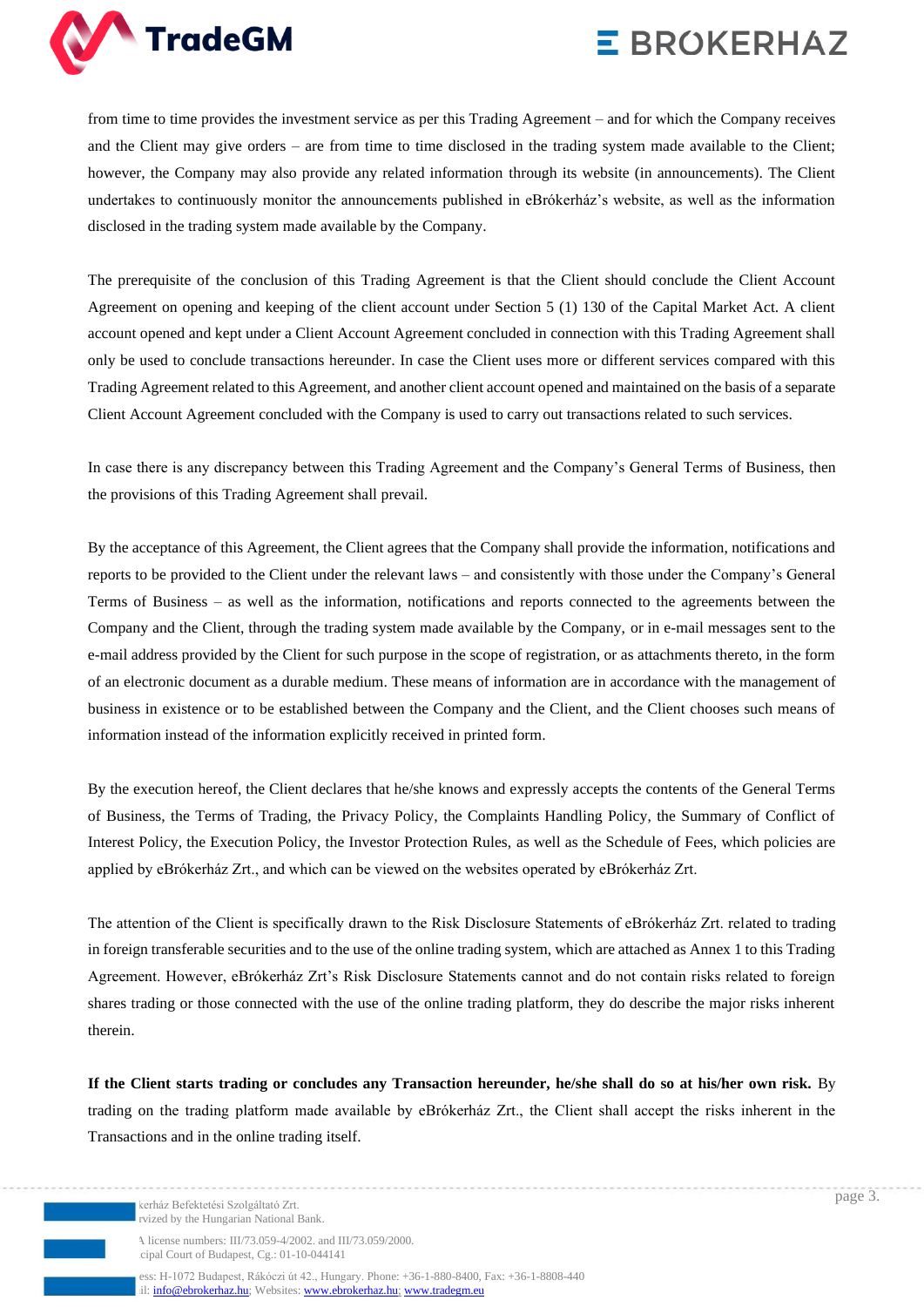from time to time provides the investment service as per this Trading Agreement – and for which the Company receives and the Client may give orders – are from time to time disclosed in the trading system made available to the Client; however, the Company may also provide any related information through its website (in announcements). The Client undertakes to continuously monitor the announcements published in eBrókerház's website, as well as the information disclosed in the trading system made available by the Company.

The prerequisite of the conclusion of this Trading Agreement is that the Client should conclude the Client Account Agreement on opening and keeping of the client account under Section 5 (1) 130 of the Capital Market Act. A client account opened and kept under a Client Account Agreement concluded in connection with this Trading Agreement shall only be used to conclude transactions hereunder. In case the Client uses more or different services compared with this Trading Agreement related to this Agreement, and another client account opened and maintained on the basis of a separate Client Account Agreement concluded with the Company is used to carry out transactions related to such services.

In case there is any discrepancy between this Trading Agreement and the Company's General Terms of Business, then the provisions of this Trading Agreement shall prevail.

By the acceptance of this Agreement, the Client agrees that the Company shall provide the information, notifications and reports to be provided to the Client under the relevant laws – and consistently with those under the Company's General Terms of Business – as well as the information, notifications and reports connected to the agreements between the Company and the Client, through the trading system made available by the Company, or in e-mail messages sent to the e-mail address provided by the Client for such purpose in the scope of registration, or as attachments thereto, in the form of an electronic document as a durable medium. These means of information are in accordance with the management of business in existence or to be established between the Company and the Client, and the Client chooses such means of information instead of the information explicitly received in printed form.

By the execution hereof, the Client declares that he/she knows and expressly accepts the contents of the General Terms of Business, the Terms of Trading, the Privacy Policy, the Complaints Handling Policy, the Summary of Conflict of Interest Policy, the Execution Policy, the Investor Protection Rules, as well as the Schedule of Fees, which policies are applied by eBrókerház Zrt., and which can be viewed on the websites operated by eBrókerház Zrt.

The attention of the Client is specifically drawn to the Risk Disclosure Statements of eBrókerház Zrt. related to trading in foreign transferable securities and to the use of the online trading system, which are attached as Annex 1 to this Trading Agreement. However, eBrókerház Zrt's Risk Disclosure Statements cannot and do not contain risks related to foreign shares trading or those connected with the use of the online trading platform, they do describe the major risks inherent therein.

**If the Client starts trading or concludes any Transaction hereunder, he/she shall do so at his/her own risk.** By trading on the trading platform made available by eBrókerház Zrt., the Client shall accept the risks inherent in the Transactions and in the online trading itself.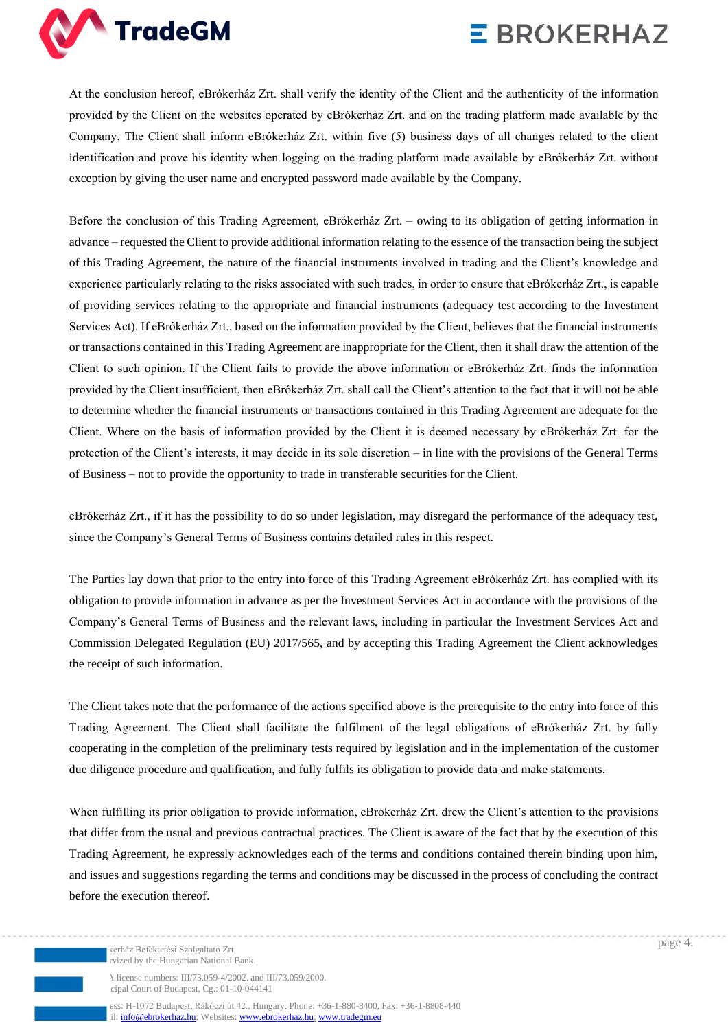At the conclusion hereof, eBrókerház Zrt. shall verify the identity of the Client and the authenticity of the information provided by the Client on the websites operated by eBrókerház Zrt. and on the trading platform made available by the Company. The Client shall inform eBrókerház Zrt. within five (5) business days of all changes related to the client identification and prove his identity when logging on the trading platform made available by eBrókerház Zrt. without exception by giving the user name and encrypted password made available by the Company.

Before the conclusion of this Trading Agreement, eBrókerház Zrt. – owing to its obligation of getting information in advance – requested the Client to provide additional information relating to the essence of the transaction being the subject of this Trading Agreement, the nature of the financial instruments involved in trading and the Client's knowledge and experience particularly relating to the risks associated with such trades, in order to ensure that eBrókerház Zrt., is capable of providing services relating to the appropriate and financial instruments (adequacy test according to the Investment Services Act). If eBrókerház Zrt., based on the information provided by the Client, believes that the financial instruments or transactions contained in this Trading Agreement are inappropriate for the Client, then it shall draw the attention of the Client to such opinion. If the Client fails to provide the above information or eBrókerház Zrt. finds the information provided by the Client insufficient, then eBrókerház Zrt. shall call the Client's attention to the fact that it will not be able to determine whether the financial instruments or transactions contained in this Trading Agreement are adequate for the Client. Where on the basis of information provided by the Client it is deemed necessary by eBrókerház Zrt. for the protection of the Client's interests, it may decide in its sole discretion – in line with the provisions of the General Terms of Business – not to provide the opportunity to trade in transferable securities for the Client.

eBrókerház Zrt., if it has the possibility to do so under legislation, may disregard the performance of the adequacy test, since the Company's General Terms of Business contains detailed rules in this respect.

The Parties lay down that prior to the entry into force of this Trading Agreement eBrókerház Zrt. has complied with its obligation to provide information in advance as per the Investment Services Act in accordance with the provisions of the Company's General Terms of Business and the relevant laws, including in particular the Investment Services Act and Commission Delegated Regulation (EU) 2017/565, and by accepting this Trading Agreement the Client acknowledges the receipt of such information.

The Client takes note that the performance of the actions specified above is the prerequisite to the entry into force of this Trading Agreement. The Client shall facilitate the fulfilment of the legal obligations of eBrókerház Zrt. by fully cooperating in the completion of the preliminary tests required by legislation and in the implementation of the customer due diligence procedure and qualification, and fully fulfils its obligation to provide data and make statements.

When fulfilling its prior obligation to provide information, eBrókerház Zrt. drew the Client's attention to the provisions that differ from the usual and previous contractual practices. The Client is aware of the fact that by the execution of this Trading Agreement, he expressly acknowledges each of the terms and conditions contained therein binding upon him, and issues and suggestions regarding the terms and conditions may be discussed in the process of concluding the contract before the execution thereof.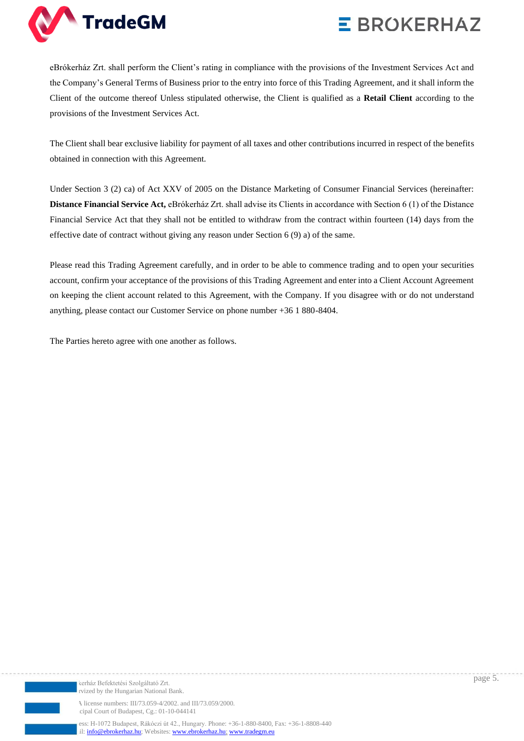eBrókerház Zrt. shall perform the Client's rating in compliance with the provisions of the Investment Services Act and the Company's General Terms of Business prior to the entry into force of this Trading Agreement, and it shall inform the Client of the outcome thereof Unless stipulated otherwise, the Client is qualified as a **Retail Client** according to the provisions of the Investment Services Act.

The Client shall bear exclusive liability for payment of all taxes and other contributions incurred in respect of the benefits obtained in connection with this Agreement.

Under Section 3 (2) ca) of Act XXV of 2005 on the Distance Marketing of Consumer Financial Services (hereinafter: **Distance Financial Service Act,** eBrókerház Zrt. shall advise its Clients in accordance with Section 6 (1) of the Distance Financial Service Act that they shall not be entitled to withdraw from the contract within fourteen (14) days from the effective date of contract without giving any reason under Section 6 (9) a) of the same.

Please read this Trading Agreement carefully, and in order to be able to commence trading and to open your securities account, confirm your acceptance of the provisions of this Trading Agreement and enter into a Client Account Agreement on keeping the client account related to this Agreement, with the Company. If you disagree with or do not understand anything, please contact our Customer Service on phone number +36 1 880-8404.

The Parties hereto agree with one another as follows.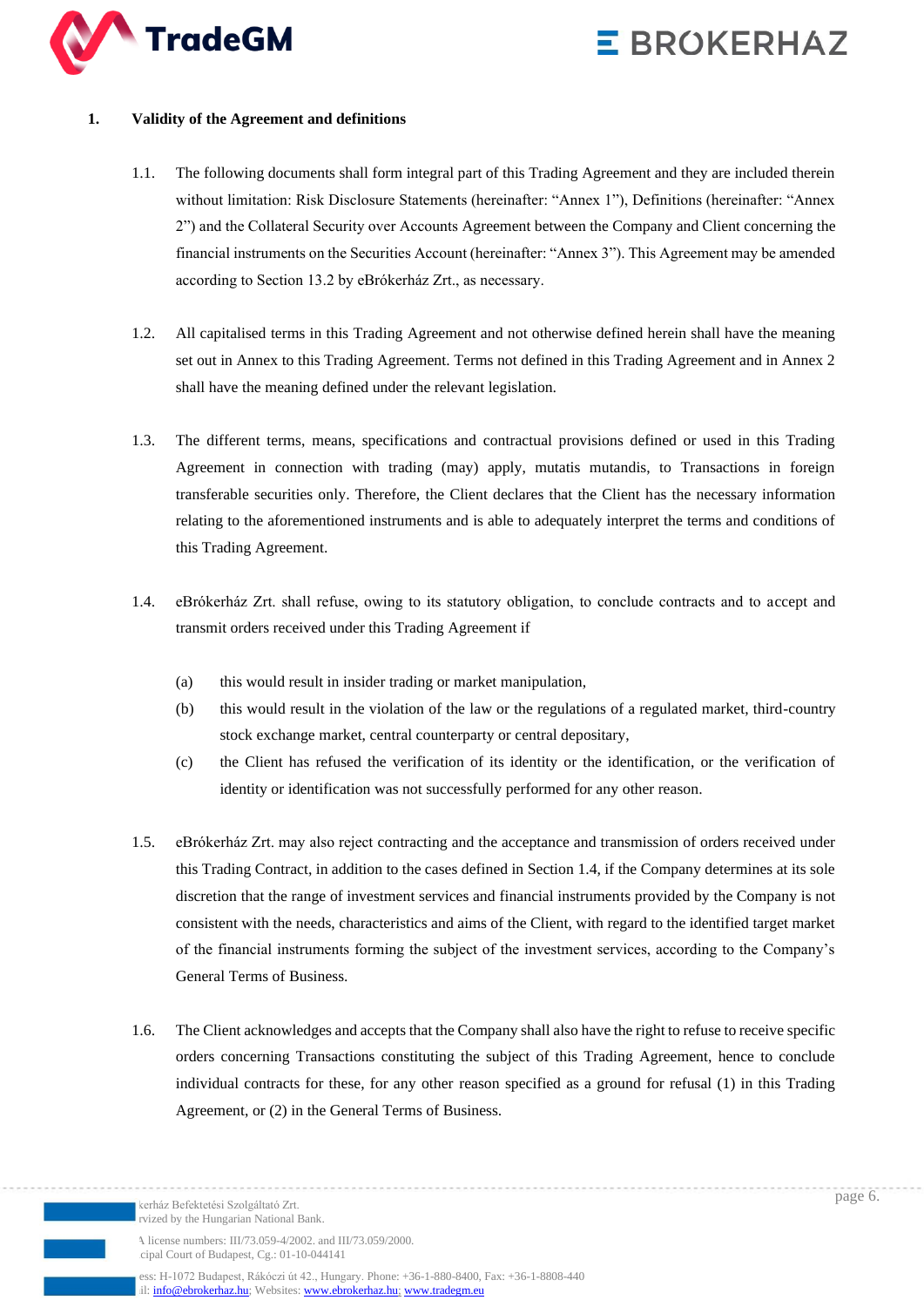## 1. Validity of the Agreement and definitions

1.1. The following documents shall form integral part of this Trading Agreement and they are included therein without limitation: Risk Disclosure Statements (hereinafter: "Annex 1"), Definitions (hereinafter: "Annex 2") and the Collateral Security over Accounts Agreement between the Company and Client concerning the financial instruments on the Securities Account (hereinafter: "Annex 3"). This Agreement may be amended according to Section 13.2 by eBrókerház Zrt., as necessary.

1.2. All capitalised terms in this Trading Agreement and not otherwise defined herein shall have the meaning set out in Annex to this Trading Agreement. Terms not defined in this Trading Agreement and in Annex 2 shall have the meaning defined under the relevant legislation.

1.3. The different terms, means, specifications and contractual provisions defined or used in this Trading Agreement in connection with trading (may) apply, mutatis mutandis, to Transactions in foreign transferable securities only. Therefore, the Client declares that the Client has the necessary information relating to the aforementioned instruments and is able to adequately interpret the terms and conditions of this Trading Agreement.

1.4. eBrókerház Zrt. shall refuse, owing to its statutory obligation, to conclude contracts and to accept and transmit orders received under this Trading Agreement if

(a) this would result in insider trading or market manipulation,

(b) this would result in the violation of the law or the regulations of a regulated market, third-country stock exchange market, central counterparty or central depositary,

(c) the Client has refused the verification of its identity or the identification, or the verification of identity or identification was not successfully performed for any other reason.

1.5. eBrókerház Zrt. may also reject contracting and the acceptance and transmission of orders received under this Trading Contract, in addition to the cases defined in Section 1.4, if the Company determines at its sole discretion that the range of investment services and financial instruments provided by the Company is not consistent with the needs, characteristics and aims of the Client, with regard to the identified target market of the financial instruments forming the subject of the investment services, according to the Company's General Terms of Business.

1.6. The Client acknowledges and accepts that the Company shall also have the right to refuse to receive specific orders concerning Transactions constituting the subject of this Trading Agreement, hence to conclude individual contracts for these, for any other reason specified as a ground for refusal (1) in this Trading Agreement, or (2) in the General Terms of Business.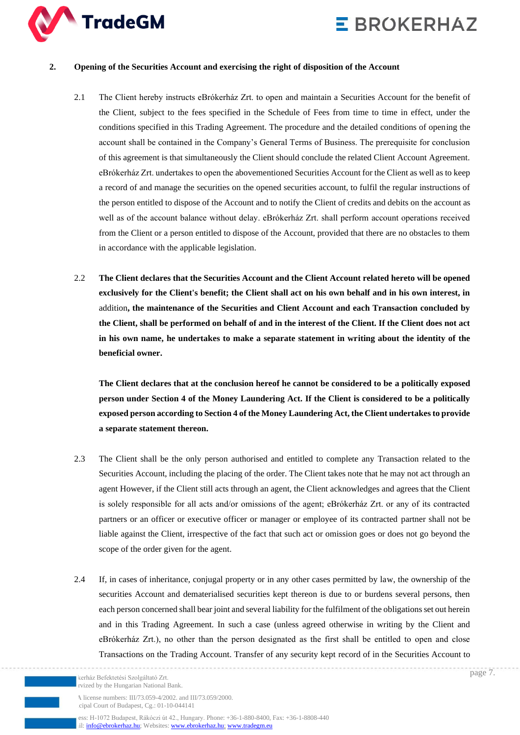## 2. Opening of the Securities Account and exercising the right of disposition of the Account

2.1 The Client hereby instructs eBrókerház Zrt. to open and maintain a Securities Account for the benefit of the Client, subject to the fees specified in the Schedule of Fees from time to time in effect, under the conditions specified in this Trading Agreement. The procedure and the detailed conditions of opening the account shall be contained in the Company's General Terms of Business. The prerequisite for conclusion of this agreement is that simultaneously the Client should conclude the related Client Account Agreement. eBrókerház Zrt. undertakes to open the abovementioned Securities Account for the Client as well as to keep a record of and manage the securities on the opened securities account, to fulfil the regular instructions of the person entitled to dispose of the Account and to notify the Client of credits and debits on the account as well as of the account balance without delay. eBrókerház Zrt. shall perform account operations received from the Client or a person entitled to dispose of the Account, provided that there are no obstacles to them in accordance with the applicable legislation.

2.2 **The Client declares that the Securities Account and the Client Account related hereto will be opened exclusively for the Client's benefit; the Client shall act on his own behalf and in his own interest, in** addition**, the maintenance of the Securities and Client Account and each Transaction concluded by the Client, shall be performed on behalf of and in the interest of the Client. If the Client does not act in his own name, he undertakes to make a separate statement in writing about the identity of the beneficial owner.**

**The Client declares that at the conclusion hereof he cannot be considered to be a politically exposed person under Section 4 of the Money Laundering Act. If the Client is considered to be a politically exposed person according to Section 4 of the Money Laundering Act, the Client undertakes to provide a separate statement thereon.**

2.3 The Client shall be the only person authorised and entitled to complete any Transaction related to the Securities Account, including the placing of the order. The Client takes note that he may not act through an agent However, if the Client still acts through an agent, the Client acknowledges and agrees that the Client is solely responsible for all acts and/or omissions of the agent; eBrókerház Zrt. or any of its contracted partners or an officer or executive officer or manager or employee of its contracted partner shall not be liable against the Client, irrespective of the fact that such act or omission goes or does not go beyond the scope of the order given for the agent.

2.4 If, in cases of inheritance, conjugal property or in any other cases permitted by law, the ownership of the securities Account and dematerialised securities kept thereon is due to or burdens several persons, then each person concerned shall bear joint and several liability for the fulfilment of the obligations set out herein and in this Trading Agreement. In such a case (unless agreed otherwise in writing by the Client and eBrókerház Zrt.), no other than the person designated as the first shall be entitled to open and close Transactions on the Trading Account. Transfer of any security kept record of in the Securities Account to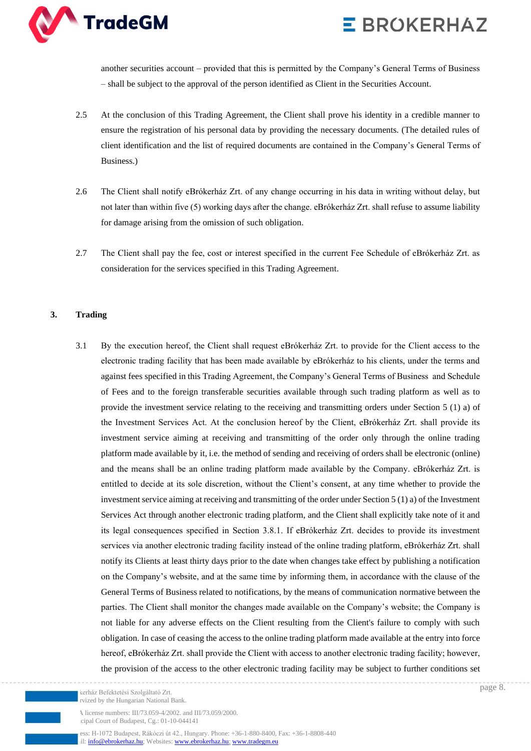another securities account – provided that this is permitted by the Company's General Terms of Business – shall be subject to the approval of the person identified as Client in the Securities Account.

2.5 At the conclusion of this Trading Agreement, the Client shall prove his identity in a credible manner to ensure the registration of his personal data by providing the necessary documents. (The detailed rules of client identification and the list of required documents are contained in the Company's General Terms of Business.)

2.6 The Client shall notify eBrókerház Zrt. of any change occurring in his data in writing without delay, but not later than within five (5) working days after the change. eBrókerház Zrt. shall refuse to assume liability for damage arising from the omission of such obligation.

2.7 The Client shall pay the fee, cost or interest specified in the current Fee Schedule of eBrókerház Zrt. as consideration for the services specified in this Trading Agreement.

## 3. Trading

3.1 By the execution hereof, the Client shall request eBrókerház Zrt. to provide for the Client access to the electronic trading facility that has been made available by eBrókerház to his clients, under the terms and against fees specified in this Trading Agreement, the Company's General Terms of Business and Schedule of Fees and to the foreign transferable securities available through such trading platform as well as to provide the investment service relating to the receiving and transmitting orders under Section 5 (1) a) of the Investment Services Act. At the conclusion hereof by the Client, eBrókerház Zrt. shall provide its investment service aiming at receiving and transmitting of the order only through the online trading platform made available by it, i.e. the method of sending and receiving of orders shall be electronic (online) and the means shall be an online trading platform made available by the Company. eBrókerház Zrt. is entitled to decide at its sole discretion, without the Client's consent, at any time whether to provide the investment service aiming at receiving and transmitting of the order under Section 5 (1) a) of the Investment Services Act through another electronic trading platform, and the Client shall explicitly take note of it and its legal consequences specified in Section 3.8.1. If eBrókerház Zrt. decides to provide its investment services via another electronic trading facility instead of the online trading platform, eBrókerház Zrt. shall notify its Clients at least thirty days prior to the date when changes take effect by publishing a notification on the Company's website, and at the same time by informing them, in accordance with the clause of the General Terms of Business related to notifications, by the means of communication normative between the parties. The Client shall monitor the changes made available on the Company's website; the Company is not liable for any adverse effects on the Client resulting from the Client's failure to comply with such obligation. In case of ceasing the access to the online trading platform made available at the entry into force hereof, eBrókerház Zrt. shall provide the Client with access to another electronic trading facility; however, the provision of the access to the other electronic trading facility may be subject to further conditions set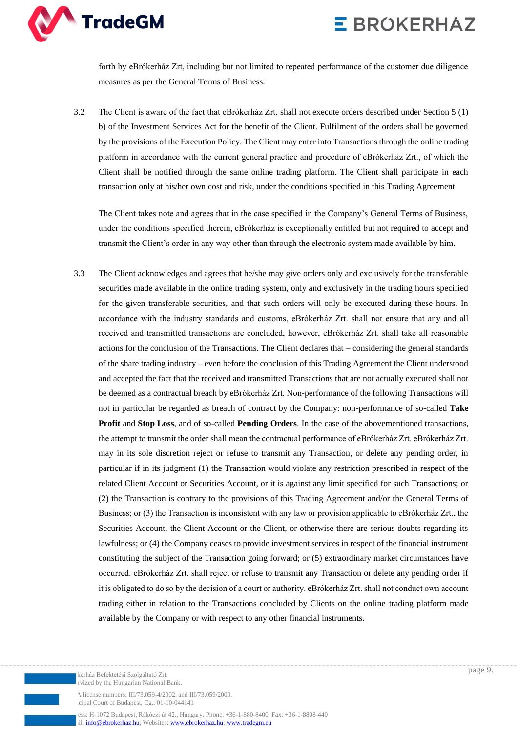forth by eBrókerház Zrt, including but not limited to repeated performance of the customer due diligence measures as per the General Terms of Business.

3.2 The Client is aware of the fact that eBrókerház Zrt. shall not execute orders described under Section 5 (1) b) of the Investment Services Act for the benefit of the Client. Fulfilment of the orders shall be governed by the provisions of the Execution Policy. The Client may enter into Transactions through the online trading platform in accordance with the current general practice and procedure of eBrókerház Zrt., of which the Client shall be notified through the same online trading platform. The Client shall participate in each transaction only at his/her own cost and risk, under the conditions specified in this Trading Agreement.

The Client takes note and agrees that in the case specified in the Company's General Terms of Business, under the conditions specified therein, eBrókerház is exceptionally entitled but not required to accept and transmit the Client's order in any way other than through the electronic system made available by him.

3.3 The Client acknowledges and agrees that he/she may give orders only and exclusively for the transferable securities made available in the online trading system, only and exclusively in the trading hours specified for the given transferable securities, and that such orders will only be executed during these hours. In accordance with the industry standards and customs, eBrókerház Zrt. shall not ensure that any and all received and transmitted transactions are concluded, however, eBrókerház Zrt. shall take all reasonable actions for the conclusion of the Transactions. The Client declares that – considering the general standards of the share trading industry – even before the conclusion of this Trading Agreement the Client understood and accepted the fact that the received and transmitted Transactions that are not actually executed shall not be deemed as a contractual breach by eBrókerház Zrt. Non-performance of the following Transactions will not in particular be regarded as breach of contract by the Company: non-performance of so-called **Take Profit** and **Stop Loss**, and of so-called **Pending Orders**. In the case of the abovementioned transactions, the attempt to transmit the order shall mean the contractual performance of eBrókerház Zrt. eBrókerház Zrt. may in its sole discretion reject or refuse to transmit any Transaction, or delete any pending order, in particular if in its judgment (1) the Transaction would violate any restriction prescribed in respect of the related Client Account or Securities Account, or it is against any limit specified for such Transactions; or (2) the Transaction is contrary to the provisions of this Trading Agreement and/or the General Terms of Business; or (3) the Transaction is inconsistent with any law or provision applicable to eBrókerház Zrt., the Securities Account, the Client Account or the Client, or otherwise there are serious doubts regarding its lawfulness; or (4) the Company ceases to provide investment services in respect of the financial instrument constituting the subject of the Transaction going forward; or (5) extraordinary market circumstances have occurred. eBrókerház Zrt. shall reject or refuse to transmit any Transaction or delete any pending order if it is obligated to do so by the decision of a court or authority. eBrókerház Zrt. shall not conduct own account trading either in relation to the Transactions concluded by Clients on the online trading platform made available by the Company or with respect to any other financial instruments.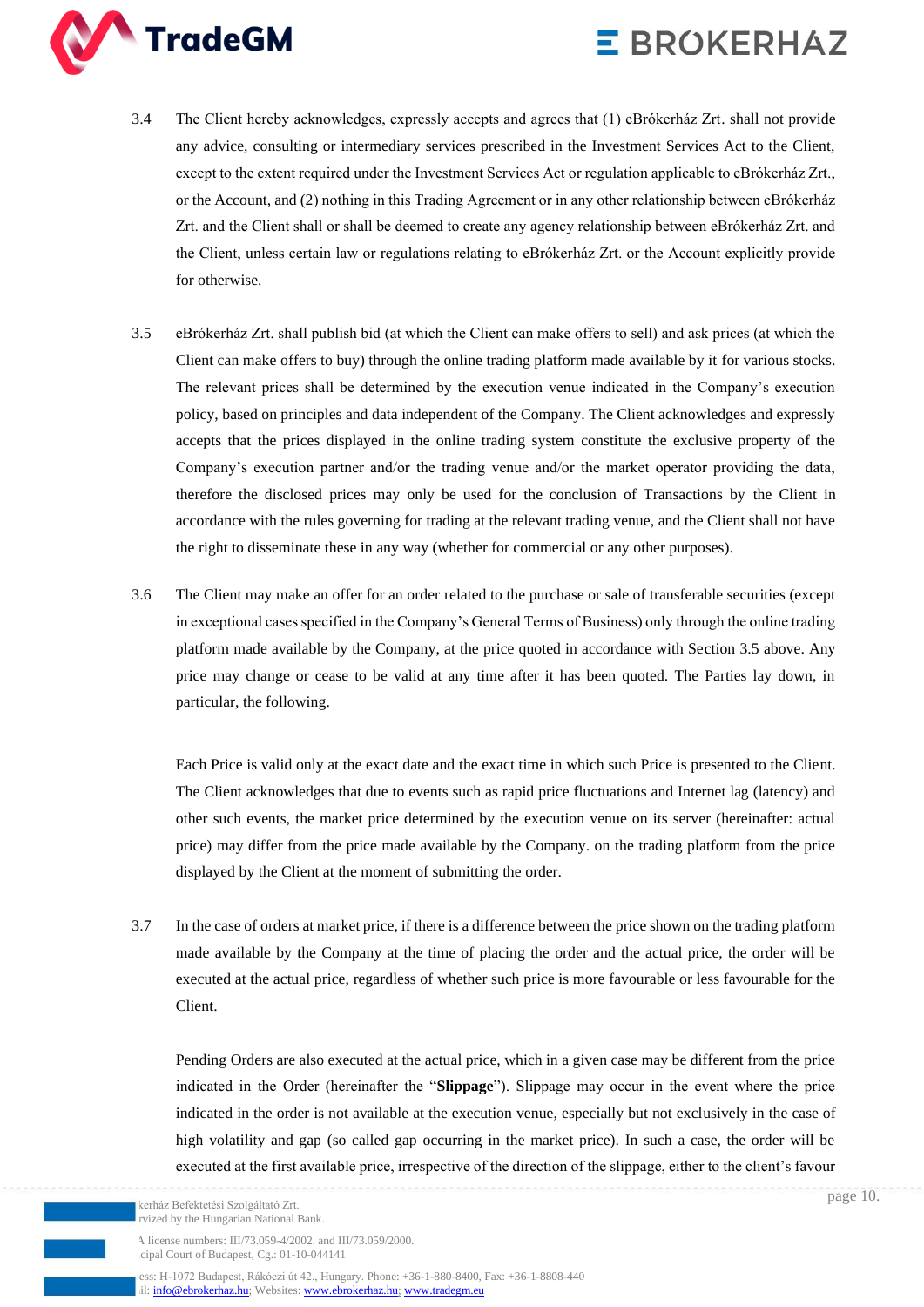3.4 The Client hereby acknowledges, expressly accepts and agrees that (1) eBrókerház Zrt. shall not provide any advice, consulting or intermediary services prescribed in the Investment Services Act to the Client, except to the extent required under the Investment Services Act or regulation applicable to eBrókerház Zrt., or the Account, and (2) nothing in this Trading Agreement or in any other relationship between eBrókerház Zrt. and the Client shall or shall be deemed to create any agency relationship between eBrókerház Zrt. and the Client, unless certain law or regulations relating to eBrókerház Zrt. or the Account explicitly provide for otherwise.

3.5 eBrókerház Zrt. shall publish bid (at which the Client can make offers to sell) and ask prices (at which the Client can make offers to buy) through the online trading platform made available by it for various stocks. The relevant prices shall be determined by the execution venue indicated in the Company's execution policy, based on principles and data independent of the Company. The Client acknowledges and expressly accepts that the prices displayed in the online trading system constitute the exclusive property of the Company's execution partner and/or the trading venue and/or the market operator providing the data, therefore the disclosed prices may only be used for the conclusion of Transactions by the Client in accordance with the rules governing for trading at the relevant trading venue, and the Client shall not have the right to disseminate these in any way (whether for commercial or any other purposes).

3.6 The Client may make an offer for an order related to the purchase or sale of transferable securities (except in exceptional cases specified in the Company's General Terms of Business) only through the online trading platform made available by the Company, at the price quoted in accordance with Section 3.5 above. Any price may change or cease to be valid at any time after it has been quoted. The Parties lay down, in particular, the following.

Each Price is valid only at the exact date and the exact time in which such Price is presented to the Client. The Client acknowledges that due to events such as rapid price fluctuations and Internet lag (latency) and other such events, the market price determined by the execution venue on its server (hereinafter: actual price) may differ from the price made available by the Company. on the trading platform from the price displayed by the Client at the moment of submitting the order.

3.7 In the case of orders at market price, if there is a difference between the price shown on the trading platform made available by the Company at the time of placing the order and the actual price, the order will be executed at the actual price, regardless of whether such price is more favourable or less favourable for the Client.

Pending Orders are also executed at the actual price, which in a given case may be different from the price indicated in the Order (hereinafter the "**Slippage**"). Slippage may occur in the event where the price indicated in the order is not available at the execution venue, especially but not exclusively in the case of high volatility and gap (so called gap occurring in the market price). In such a case, the order will be executed at the first available price, irrespective of the direction of the slippage, either to the client's favour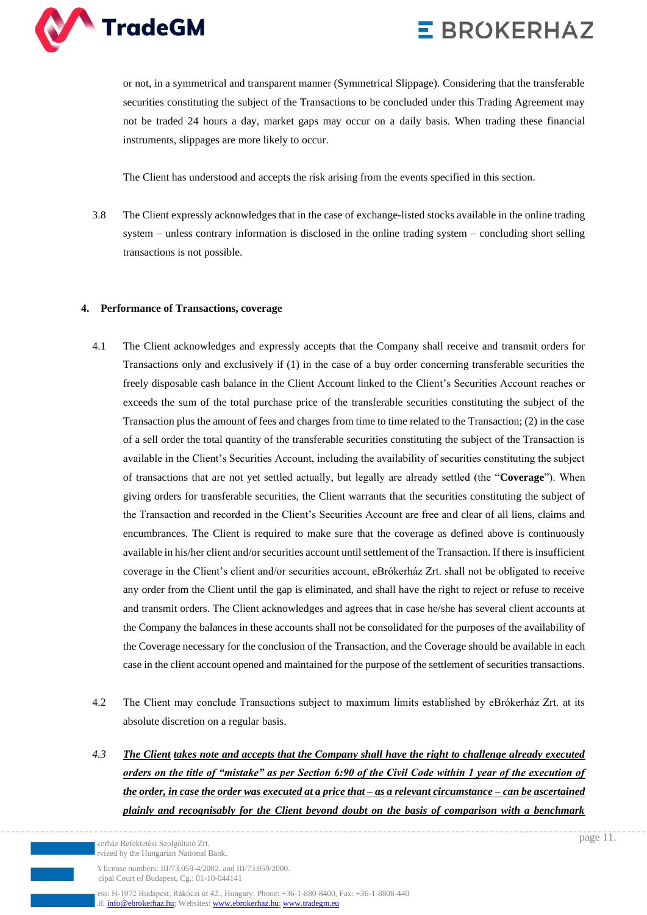or not, in a symmetrical and transparent manner (Symmetrical Slippage). Considering that the transferable securities constituting the subject of the Transactions to be concluded under this Trading Agreement may not be traded 24 hours a day, market gaps may occur on a daily basis. When trading these financial instruments, slippages are more likely to occur.

The Client has understood and accepts the risk arising from the events specified in this section.

3.8 The Client expressly acknowledges that in the case of exchange-listed stocks available in the online trading system – unless contrary information is disclosed in the online trading system – concluding short selling transactions is not possible.

## 4. Performance of Transactions, coverage

4.1 The Client acknowledges and expressly accepts that the Company shall receive and transmit orders for Transactions only and exclusively if (1) in the case of a buy order concerning transferable securities the freely disposable cash balance in the Client Account linked to the Client's Securities Account reaches or exceeds the sum of the total purchase price of the transferable securities constituting the subject of the Transaction plus the amount of fees and charges from time to time related to the Transaction; (2) in the case of a sell order the total quantity of the transferable securities constituting the subject of the Transaction is available in the Client's Securities Account, including the availability of securities constituting the subject of transactions that are not yet settled actually, but legally are already settled (the "**Coverage**"). When giving orders for transferable securities, the Client warrants that the securities constituting the subject of the Transaction and recorded in the Client's Securities Account are free and clear of all liens, claims and encumbrances. The Client is required to make sure that the coverage as defined above is continuously available in his/her client and/or securities account until settlement of the Transaction. If there is insufficient coverage in the Client's client and/or securities account, eBrókerház Zrt. shall not be obligated to receive any order from the Client until the gap is eliminated, and shall have the right to reject or refuse to receive and transmit orders. The Client acknowledges and agrees that in case he/she has several client accounts at the Company the balances in these accounts shall not be consolidated for the purposes of the availability of the Coverage necessary for the conclusion of the Transaction, and the Coverage should be available in each case in the client account opened and maintained for the purpose of the settlement of securities transactions.

4.2 The Client may conclude Transactions subject to maximum limits established by eBrókerház Zrt. at its absolute discretion on a regular basis.

*4.3* ***The Client takes note and accepts that the Company shall have the right to challenge already executed orders on the title of "mistake" as per Section 6:90 of the Civil Code within 1 year of the execution of the order, in case the order was executed at a price that – as a relevant circumstance – can be ascertained plainly and recognisably for the Client beyond doubt on the basis of comparison with a benchmark***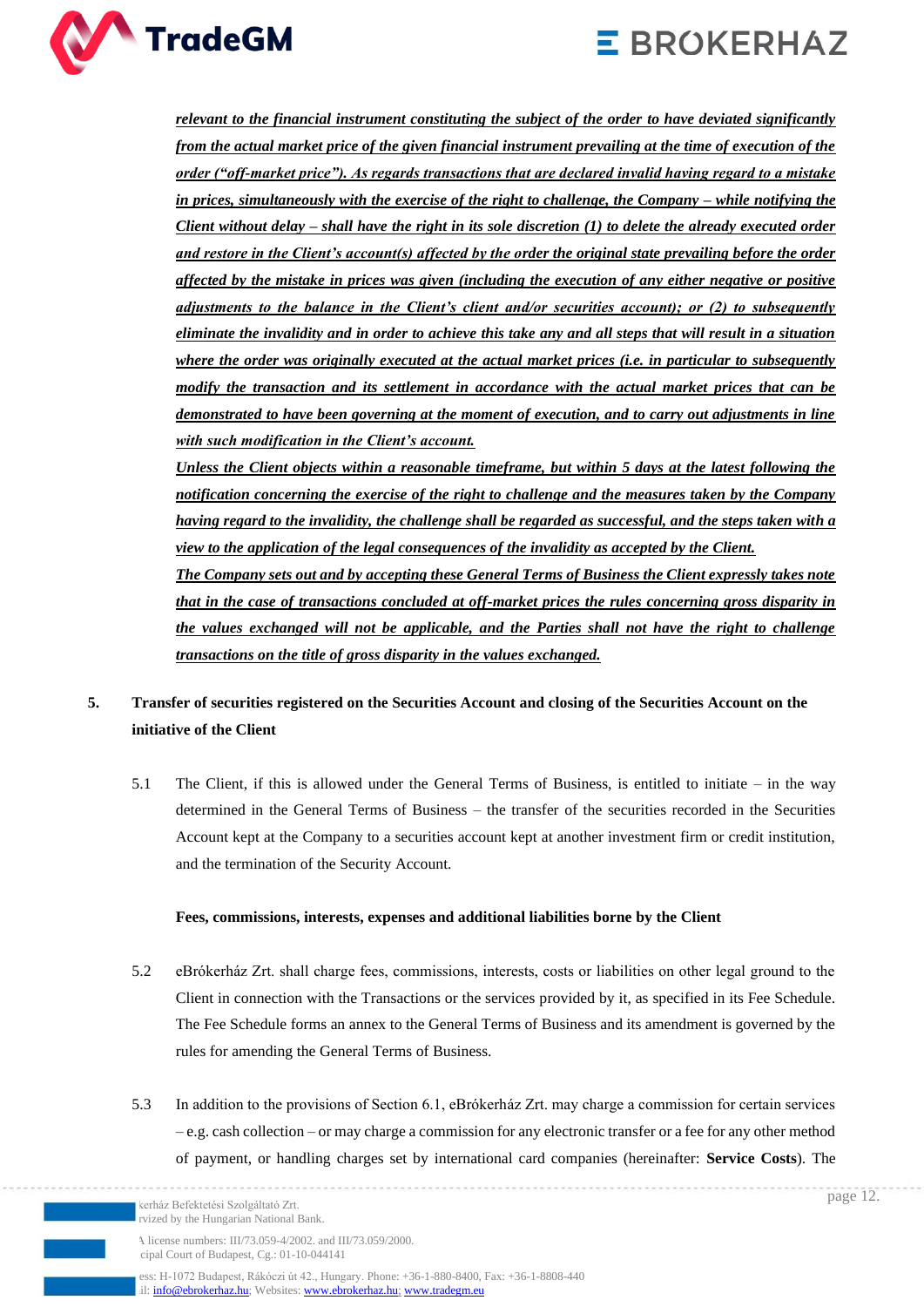***relevant to the financial instrument constituting the subject of the order to have deviated significantly from the actual market price of the given financial instrument prevailing at the time of execution of the order ("off-market price"). As regards transactions that are declared invalid having regard to a mistake in prices, simultaneously with the exercise of the right to challenge, the Company – while notifying the Client without delay – shall have the right in its sole discretion (1) to delete the already executed order and restore in the Client's account(s) affected by the order the original state prevailing before the order affected by the mistake in prices was given (including the execution of any either negative or positive adjustments to the balance in the Client's client and/or securities account); or (2) to subsequently eliminate the invalidity and in order to achieve this take any and all steps that will result in a situation where the order was originally executed at the actual market prices (i.e. in particular to subsequently modify the transaction and its settlement in accordance with the actual market prices that can be demonstrated to have been governing at the moment of execution, and to carry out adjustments in line with such modification in the Client's account.***

***Unless the Client objects within a reasonable timeframe, but within 5 days at the latest following the notification concerning the exercise of the right to challenge and the measures taken by the Company having regard to the invalidity, the challenge shall be regarded as successful, and the steps taken with a view to the application of the legal consequences of the invalidity as accepted by the Client.***

***The Company sets out and by accepting these General Terms of Business the Client expressly takes note that in the case of transactions concluded at off-market prices the rules concerning gross disparity in the values exchanged will not be applicable, and the Parties shall not have the right to challenge transactions on the title of gross disparity in the values exchanged.***

## 5. Transfer of securities registered on the Securities Account and closing of the Securities Account on the initiative of the Client

5.1 The Client, if this is allowed under the General Terms of Business, is entitled to initiate – in the way determined in the General Terms of Business – the transfer of the securities recorded in the Securities Account kept at the Company to a securities account kept at another investment firm or credit institution, and the termination of the Security Account.

**Fees, commissions, interests, expenses and additional liabilities borne by the Client**

5.2 eBrókerház Zrt. shall charge fees, commissions, interests, costs or liabilities on other legal ground to the Client in connection with the Transactions or the services provided by it, as specified in its Fee Schedule. The Fee Schedule forms an annex to the General Terms of Business and its amendment is governed by the rules for amending the General Terms of Business.

5.3 In addition to the provisions of Section 6.1, eBrókerház Zrt. may charge a commission for certain services – e.g. cash collection – or may charge a commission for any electronic transfer or a fee for any other method of payment, or handling charges set by international card companies (hereinafter: **Service Costs**). The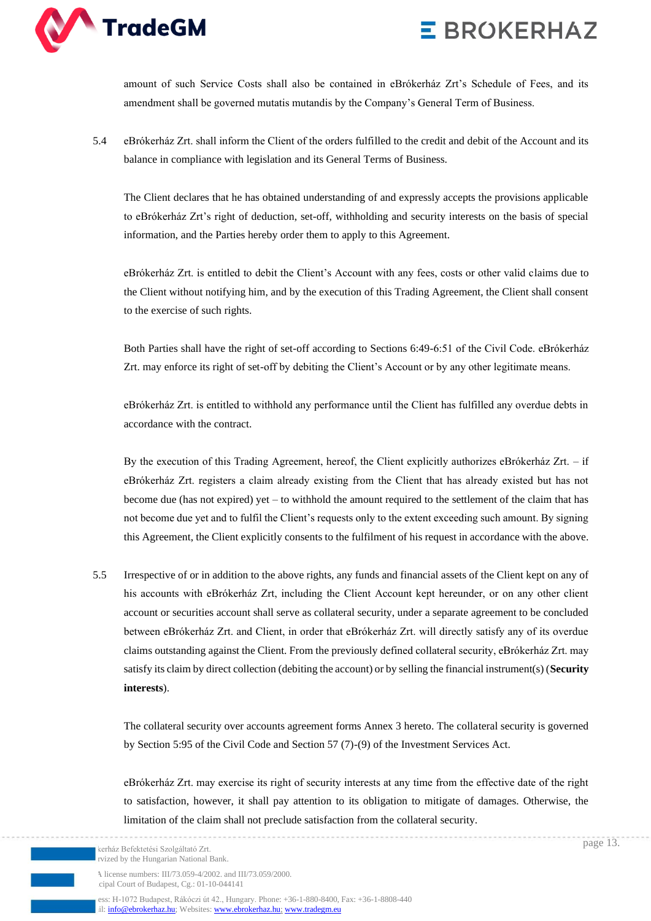amount of such Service Costs shall also be contained in eBrókerház Zrt's Schedule of Fees, and its amendment shall be governed mutatis mutandis by the Company's General Term of Business.

5.4 eBrókerház Zrt. shall inform the Client of the orders fulfilled to the credit and debit of the Account and its balance in compliance with legislation and its General Terms of Business.

The Client declares that he has obtained understanding of and expressly accepts the provisions applicable to eBrókerház Zrt's right of deduction, set-off, withholding and security interests on the basis of special information, and the Parties hereby order them to apply to this Agreement.

eBrókerház Zrt. is entitled to debit the Client's Account with any fees, costs or other valid claims due to the Client without notifying him, and by the execution of this Trading Agreement, the Client shall consent to the exercise of such rights.

Both Parties shall have the right of set-off according to Sections 6:49-6:51 of the Civil Code. eBrókerház Zrt. may enforce its right of set-off by debiting the Client's Account or by any other legitimate means.

eBrókerház Zrt. is entitled to withhold any performance until the Client has fulfilled any overdue debts in accordance with the contract.

By the execution of this Trading Agreement, hereof, the Client explicitly authorizes eBrókerház Zrt. – if eBrókerház Zrt. registers a claim already existing from the Client that has already existed but has not become due (has not expired) yet – to withhold the amount required to the settlement of the claim that has not become due yet and to fulfil the Client's requests only to the extent exceeding such amount. By signing this Agreement, the Client explicitly consents to the fulfilment of his request in accordance with the above.

5.5 Irrespective of or in addition to the above rights, any funds and financial assets of the Client kept on any of his accounts with eBrókerház Zrt, including the Client Account kept hereunder, or on any other client account or securities account shall serve as collateral security, under a separate agreement to be concluded between eBrókerház Zrt. and Client, in order that eBrókerház Zrt. will directly satisfy any of its overdue claims outstanding against the Client. From the previously defined collateral security, eBrókerház Zrt. may satisfy its claim by direct collection (debiting the account) or by selling the financial instrument(s) (**Security interests**).

The collateral security over accounts agreement forms Annex 3 hereto. The collateral security is governed by Section 5:95 of the Civil Code and Section 57 (7)-(9) of the Investment Services Act.

eBrókerház Zrt. may exercise its right of security interests at any time from the effective date of the right to satisfaction, however, it shall pay attention to its obligation to mitigate of damages. Otherwise, the limitation of the claim shall not preclude satisfaction from the collateral security.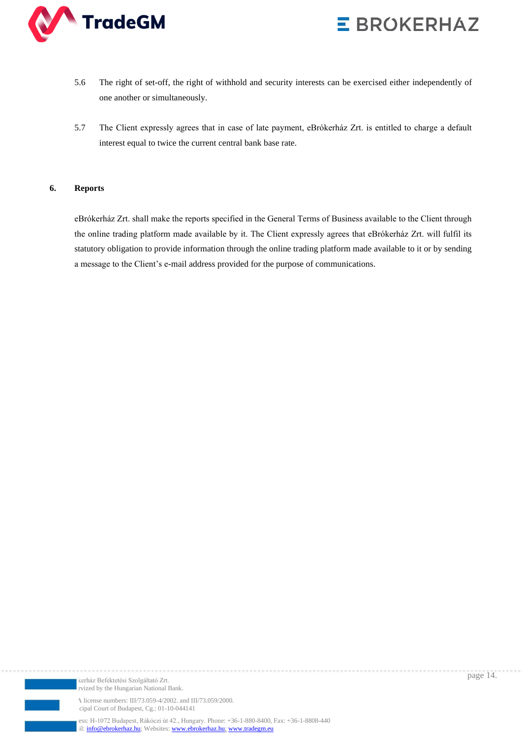5.6 The right of set-off, the right of withhold and security interests can be exercised either independently of one another or simultaneously.

5.7 The Client expressly agrees that in case of late payment, eBrókerház Zrt. is entitled to charge a default interest equal to twice the current central bank base rate.

## 6. Reports

eBrókerház Zrt. shall make the reports specified in the General Terms of Business available to the Client through the online trading platform made available by it. The Client expressly agrees that eBrókerház Zrt. will fulfil its statutory obligation to provide information through the online trading platform made available to it or by sending a message to the Client's e-mail address provided for the purpose of communications.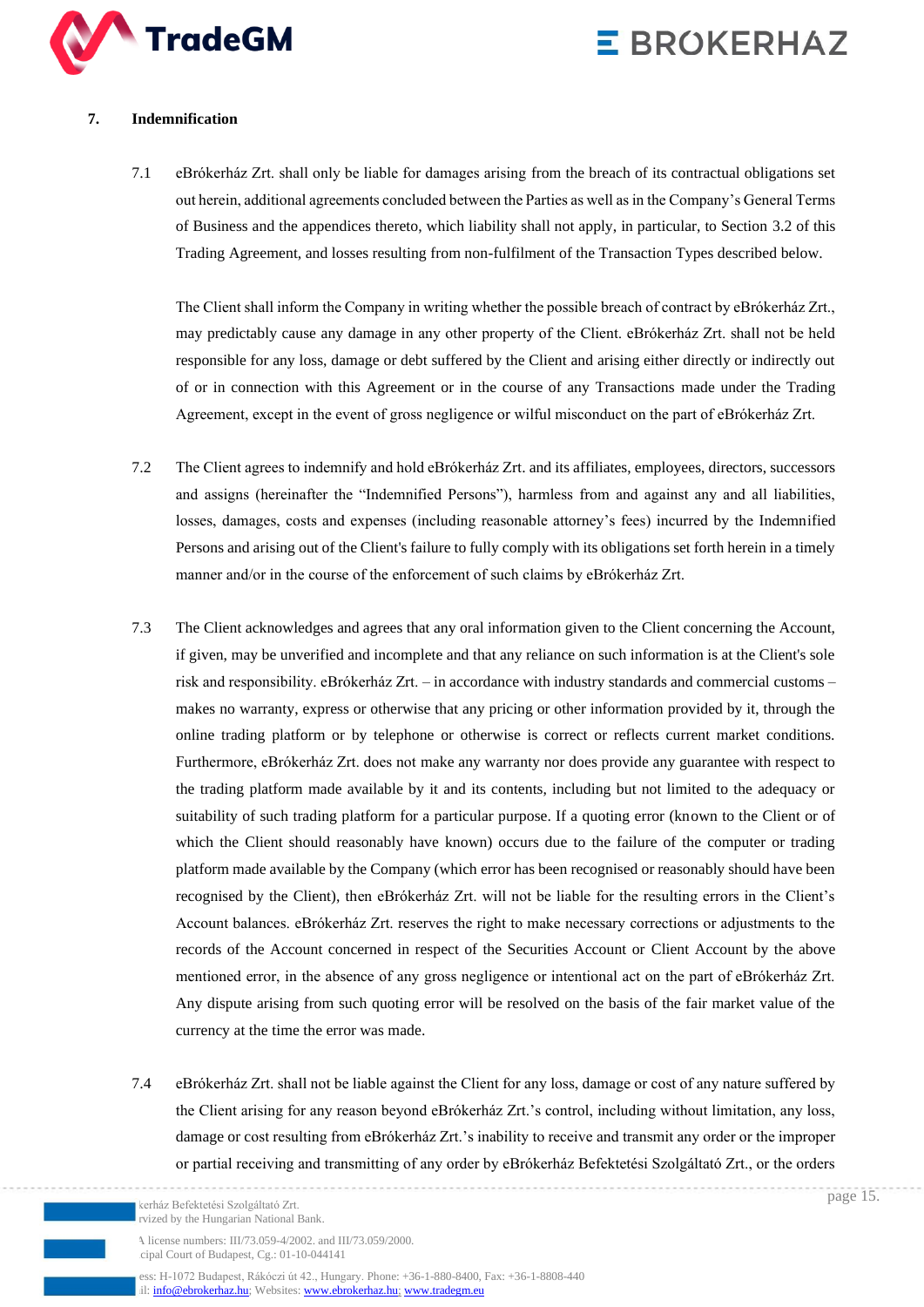## 7. Indemnification

7.1 eBrókerház Zrt. shall only be liable for damages arising from the breach of its contractual obligations set out herein, additional agreements concluded between the Parties as well as in the Company's General Terms of Business and the appendices thereto, which liability shall not apply, in particular, to Section 3.2 of this Trading Agreement, and losses resulting from non-fulfilment of the Transaction Types described below.

The Client shall inform the Company in writing whether the possible breach of contract by eBrókerház Zrt., may predictably cause any damage in any other property of the Client. eBrókerház Zrt. shall not be held responsible for any loss, damage or debt suffered by the Client and arising either directly or indirectly out of or in connection with this Agreement or in the course of any Transactions made under the Trading Agreement, except in the event of gross negligence or wilful misconduct on the part of eBrókerház Zrt.

7.2 The Client agrees to indemnify and hold eBrókerház Zrt. and its affiliates, employees, directors, successors and assigns (hereinafter the "Indemnified Persons"), harmless from and against any and all liabilities, losses, damages, costs and expenses (including reasonable attorney's fees) incurred by the Indemnified Persons and arising out of the Client's failure to fully comply with its obligations set forth herein in a timely manner and/or in the course of the enforcement of such claims by eBrókerház Zrt.

7.3 The Client acknowledges and agrees that any oral information given to the Client concerning the Account, if given, may be unverified and incomplete and that any reliance on such information is at the Client's sole risk and responsibility. eBrókerház Zrt. – in accordance with industry standards and commercial customs – makes no warranty, express or otherwise that any pricing or other information provided by it, through the online trading platform or by telephone or otherwise is correct or reflects current market conditions. Furthermore, eBrókerház Zrt. does not make any warranty nor does provide any guarantee with respect to the trading platform made available by it and its contents, including but not limited to the adequacy or suitability of such trading platform for a particular purpose. If a quoting error (known to the Client or of which the Client should reasonably have known) occurs due to the failure of the computer or trading platform made available by the Company (which error has been recognised or reasonably should have been recognised by the Client), then eBrókerház Zrt. will not be liable for the resulting errors in the Client's Account balances. eBrókerház Zrt. reserves the right to make necessary corrections or adjustments to the records of the Account concerned in respect of the Securities Account or Client Account by the above mentioned error, in the absence of any gross negligence or intentional act on the part of eBrókerház Zrt. Any dispute arising from such quoting error will be resolved on the basis of the fair market value of the currency at the time the error was made.

7.4 eBrókerház Zrt. shall not be liable against the Client for any loss, damage or cost of any nature suffered by the Client arising for any reason beyond eBrókerház Zrt.'s control, including without limitation, any loss, damage or cost resulting from eBrókerház Zrt.'s inability to receive and transmit any order or the improper or partial receiving and transmitting of any order by eBrókerház Befektetési Szolgáltató Zrt., or the orders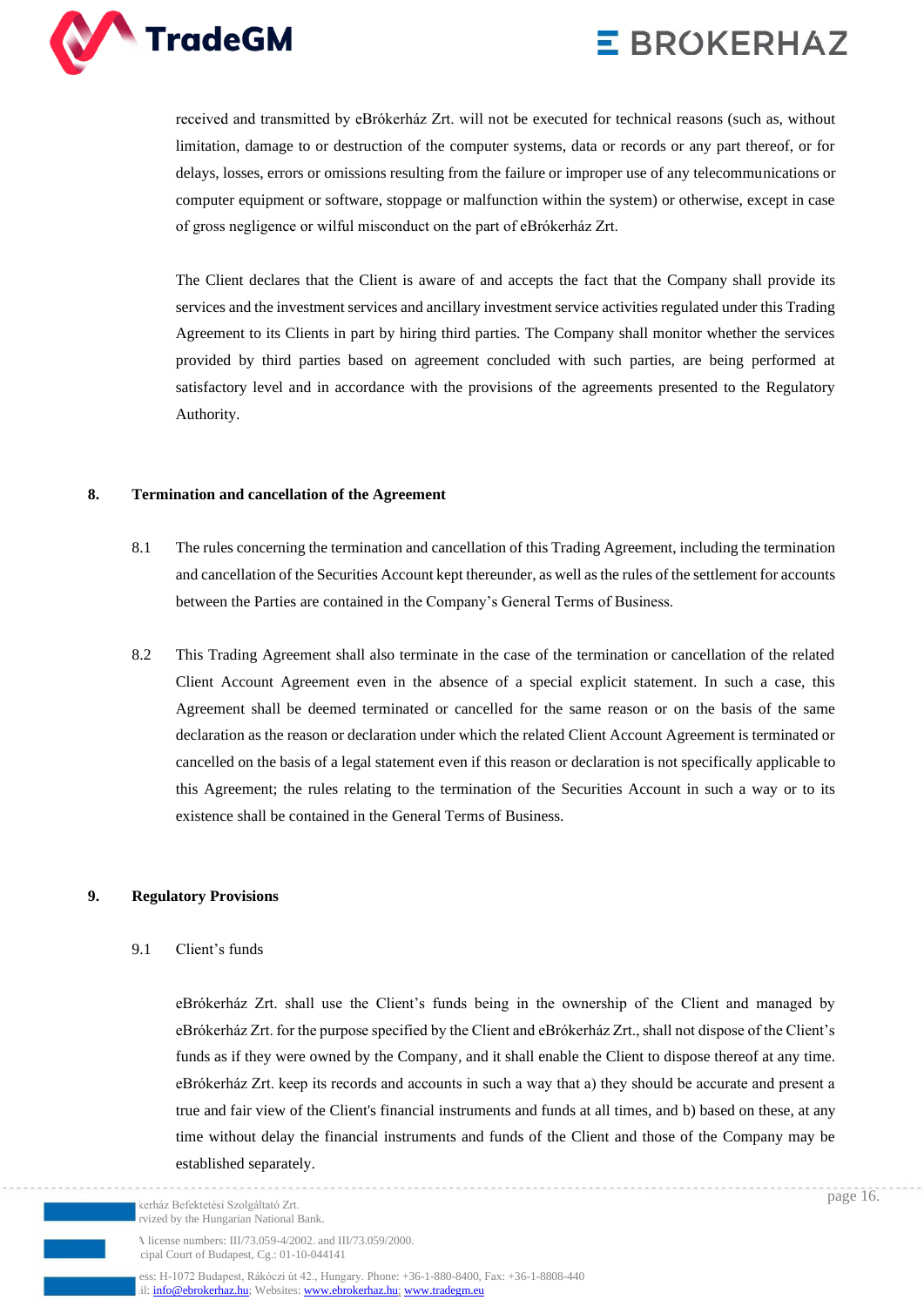received and transmitted by eBrókerház Zrt. will not be executed for technical reasons (such as, without limitation, damage to or destruction of the computer systems, data or records or any part thereof, or for delays, losses, errors or omissions resulting from the failure or improper use of any telecommunications or computer equipment or software, stoppage or malfunction within the system) or otherwise, except in case of gross negligence or wilful misconduct on the part of eBrókerház Zrt.

The Client declares that the Client is aware of and accepts the fact that the Company shall provide its services and the investment services and ancillary investment service activities regulated under this Trading Agreement to its Clients in part by hiring third parties. The Company shall monitor whether the services provided by third parties based on agreement concluded with such parties, are being performed at satisfactory level and in accordance with the provisions of the agreements presented to the Regulatory Authority.

## 8. Termination and cancellation of the Agreement

8.1 The rules concerning the termination and cancellation of this Trading Agreement, including the termination and cancellation of the Securities Account kept thereunder, as well as the rules of the settlement for accounts between the Parties are contained in the Company's General Terms of Business.

8.2 This Trading Agreement shall also terminate in the case of the termination or cancellation of the related Client Account Agreement even in the absence of a special explicit statement. In such a case, this Agreement shall be deemed terminated or cancelled for the same reason or on the basis of the same declaration as the reason or declaration under which the related Client Account Agreement is terminated or cancelled on the basis of a legal statement even if this reason or declaration is not specifically applicable to this Agreement; the rules relating to the termination of the Securities Account in such a way or to its existence shall be contained in the General Terms of Business.

## 9. Regulatory Provisions

9.1 Client's funds

eBrókerház Zrt. shall use the Client's funds being in the ownership of the Client and managed by eBrókerház Zrt. for the purpose specified by the Client and eBrókerház Zrt., shall not dispose of the Client's funds as if they were owned by the Company, and it shall enable the Client to dispose thereof at any time. eBrókerház Zrt. keep its records and accounts in such a way that a) they should be accurate and present a true and fair view of the Client's financial instruments and funds at all times, and b) based on these, at any time without delay the financial instruments and funds of the Client and those of the Company may be established separately.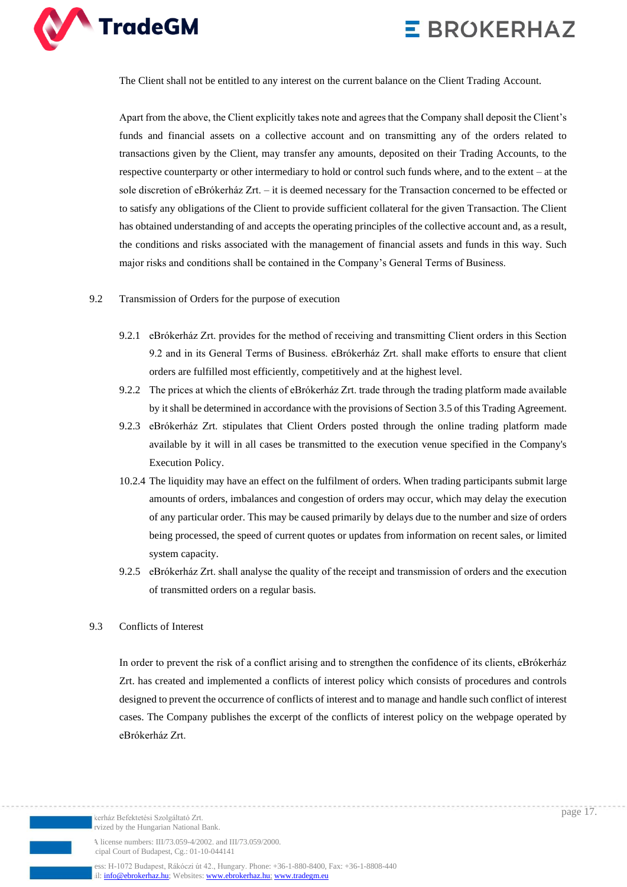The Client shall not be entitled to any interest on the current balance on the Client Trading Account.

Apart from the above, the Client explicitly takes note and agrees that the Company shall deposit the Client's funds and financial assets on a collective account and on transmitting any of the orders related to transactions given by the Client, may transfer any amounts, deposited on their Trading Accounts, to the respective counterparty or other intermediary to hold or control such funds where, and to the extent – at the sole discretion of eBrókerház Zrt. – it is deemed necessary for the Transaction concerned to be effected or to satisfy any obligations of the Client to provide sufficient collateral for the given Transaction. The Client has obtained understanding of and accepts the operating principles of the collective account and, as a result, the conditions and risks associated with the management of financial assets and funds in this way. Such major risks and conditions shall be contained in the Company's General Terms of Business.

9.2 Transmission of Orders for the purpose of execution

9.2.1 eBrókerház Zrt. provides for the method of receiving and transmitting Client orders in this Section 9.2 and in its General Terms of Business. eBrókerház Zrt. shall make efforts to ensure that client orders are fulfilled most efficiently, competitively and at the highest level.

9.2.2 The prices at which the clients of eBrókerház Zrt. trade through the trading platform made available by it shall be determined in accordance with the provisions of Section 3.5 of this Trading Agreement.

9.2.3 eBrókerház Zrt. stipulates that Client Orders posted through the online trading platform made available by it will in all cases be transmitted to the execution venue specified in the Company's Execution Policy.

10.2.4 The liquidity may have an effect on the fulfilment of orders. When trading participants submit large amounts of orders, imbalances and congestion of orders may occur, which may delay the execution of any particular order. This may be caused primarily by delays due to the number and size of orders being processed, the speed of current quotes or updates from information on recent sales, or limited system capacity.

9.2.5 eBrókerház Zrt. shall analyse the quality of the receipt and transmission of orders and the execution of transmitted orders on a regular basis.

9.3 Conflicts of Interest

In order to prevent the risk of a conflict arising and to strengthen the confidence of its clients, eBrókerház Zrt. has created and implemented a conflicts of interest policy which consists of procedures and controls designed to prevent the occurrence of conflicts of interest and to manage and handle such conflict of interest cases. The Company publishes the excerpt of the conflicts of interest policy on the webpage operated by eBrókerház Zrt.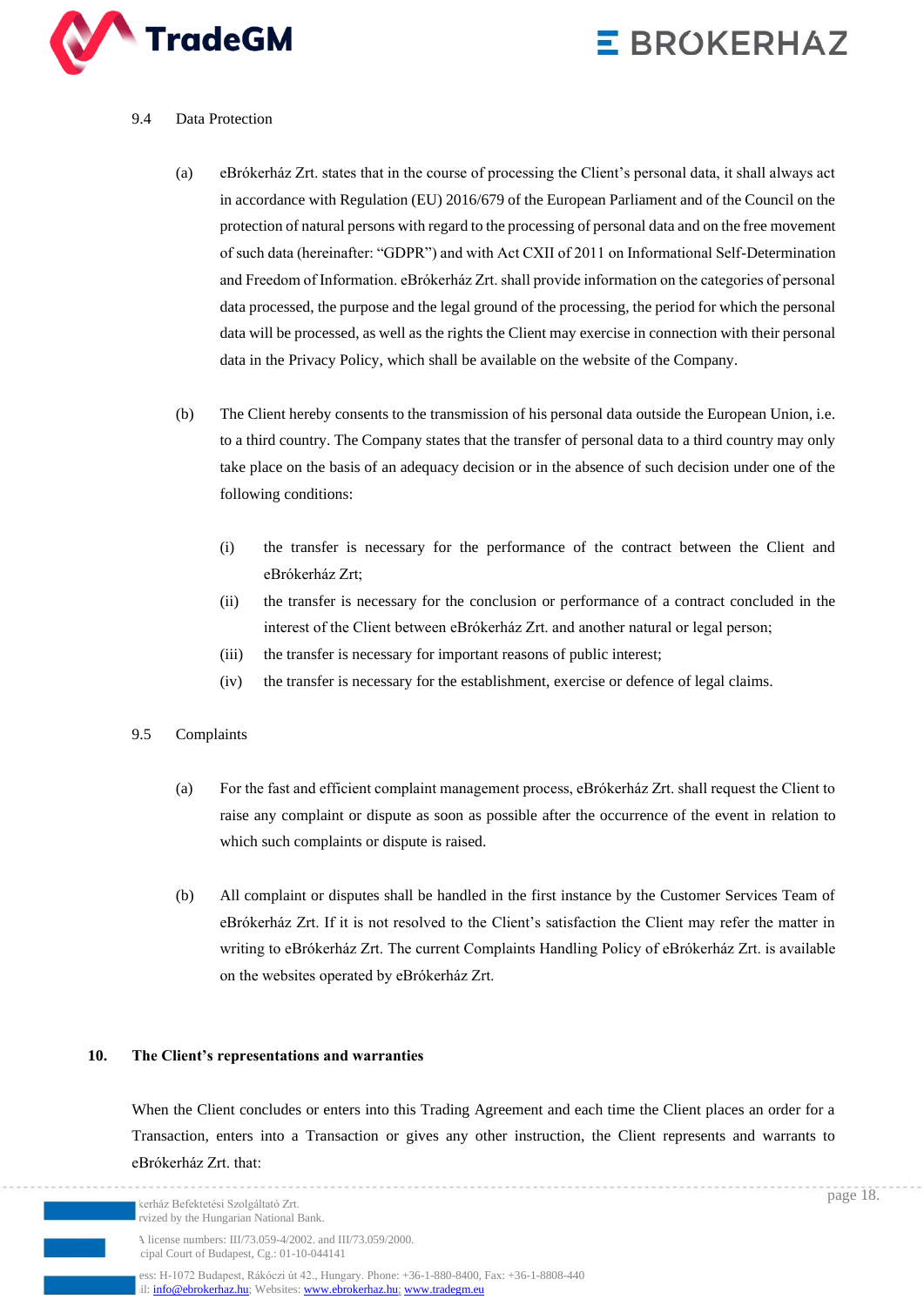### 9.4 Data Protection

(a) eBrókerház Zrt. states that in the course of processing the Client's personal data, it shall always act in accordance with Regulation (EU) 2016/679 of the European Parliament and of the Council on the protection of natural persons with regard to the processing of personal data and on the free movement of such data (hereinafter: "GDPR") and with Act CXII of 2011 on Informational Self-Determination and Freedom of Information. eBrókerház Zrt. shall provide information on the categories of personal data processed, the purpose and the legal ground of the processing, the period for which the personal data will be processed, as well as the rights the Client may exercise in connection with their personal data in the Privacy Policy, which shall be available on the website of the Company.

(b) The Client hereby consents to the transmission of his personal data outside the European Union, i.e. to a third country. The Company states that the transfer of personal data to a third country may only take place on the basis of an adequacy decision or in the absence of such decision under one of the following conditions:

(i) the transfer is necessary for the performance of the contract between the Client and eBrókerház Zrt;

(ii) the transfer is necessary for the conclusion or performance of a contract concluded in the interest of the Client between eBrókerház Zrt. and another natural or legal person;

(iii) the transfer is necessary for important reasons of public interest;

(iv) the transfer is necessary for the establishment, exercise or defence of legal claims.

### 9.5 Complaints

(a) For the fast and efficient complaint management process, eBrókerház Zrt. shall request the Client to raise any complaint or dispute as soon as possible after the occurrence of the event in relation to which such complaints or dispute is raised.

(b) All complaint or disputes shall be handled in the first instance by the Customer Services Team of eBrókerház Zrt. If it is not resolved to the Client's satisfaction the Client may refer the matter in writing to eBrókerház Zrt. The current Complaints Handling Policy of eBrókerház Zrt. is available on the websites operated by eBrókerház Zrt.

## 10. The Client's representations and warranties

When the Client concludes or enters into this Trading Agreement and each time the Client places an order for a Transaction, enters into a Transaction or gives any other instruction, the Client represents and warrants to eBrókerház Zrt. that: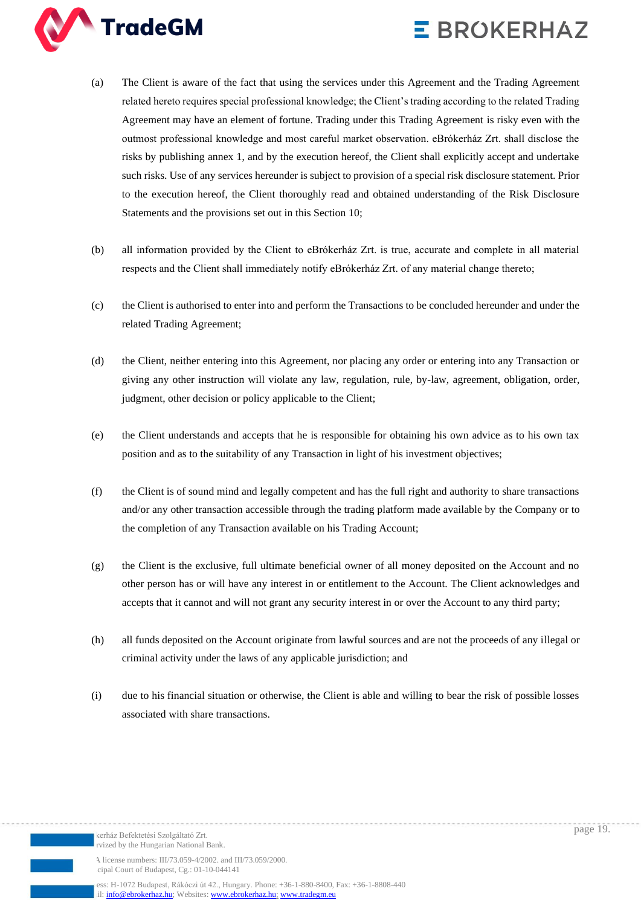(a) The Client is aware of the fact that using the services under this Agreement and the Trading Agreement related hereto requires special professional knowledge; the Client's trading according to the related Trading Agreement may have an element of fortune. Trading under this Trading Agreement is risky even with the outmost professional knowledge and most careful market observation. eBrókerház Zrt. shall disclose the risks by publishing annex 1, and by the execution hereof, the Client shall explicitly accept and undertake such risks. Use of any services hereunder is subject to provision of a special risk disclosure statement. Prior to the execution hereof, the Client thoroughly read and obtained understanding of the Risk Disclosure Statements and the provisions set out in this Section 10;

(b) all information provided by the Client to eBrókerház Zrt. is true, accurate and complete in all material respects and the Client shall immediately notify eBrókerház Zrt. of any material change thereto;

(c) the Client is authorised to enter into and perform the Transactions to be concluded hereunder and under the related Trading Agreement;

(d) the Client, neither entering into this Agreement, nor placing any order or entering into any Transaction or giving any other instruction will violate any law, regulation, rule, by-law, agreement, obligation, order, judgment, other decision or policy applicable to the Client;

(e) the Client understands and accepts that he is responsible for obtaining his own advice as to his own tax position and as to the suitability of any Transaction in light of his investment objectives;

(f) the Client is of sound mind and legally competent and has the full right and authority to share transactions and/or any other transaction accessible through the trading platform made available by the Company or to the completion of any Transaction available on his Trading Account;

(g) the Client is the exclusive, full ultimate beneficial owner of all money deposited on the Account and no other person has or will have any interest in or entitlement to the Account. The Client acknowledges and accepts that it cannot and will not grant any security interest in or over the Account to any third party;

(h) all funds deposited on the Account originate from lawful sources and are not the proceeds of any illegal or criminal activity under the laws of any applicable jurisdiction; and

(i) due to his financial situation or otherwise, the Client is able and willing to bear the risk of possible losses associated with share transactions.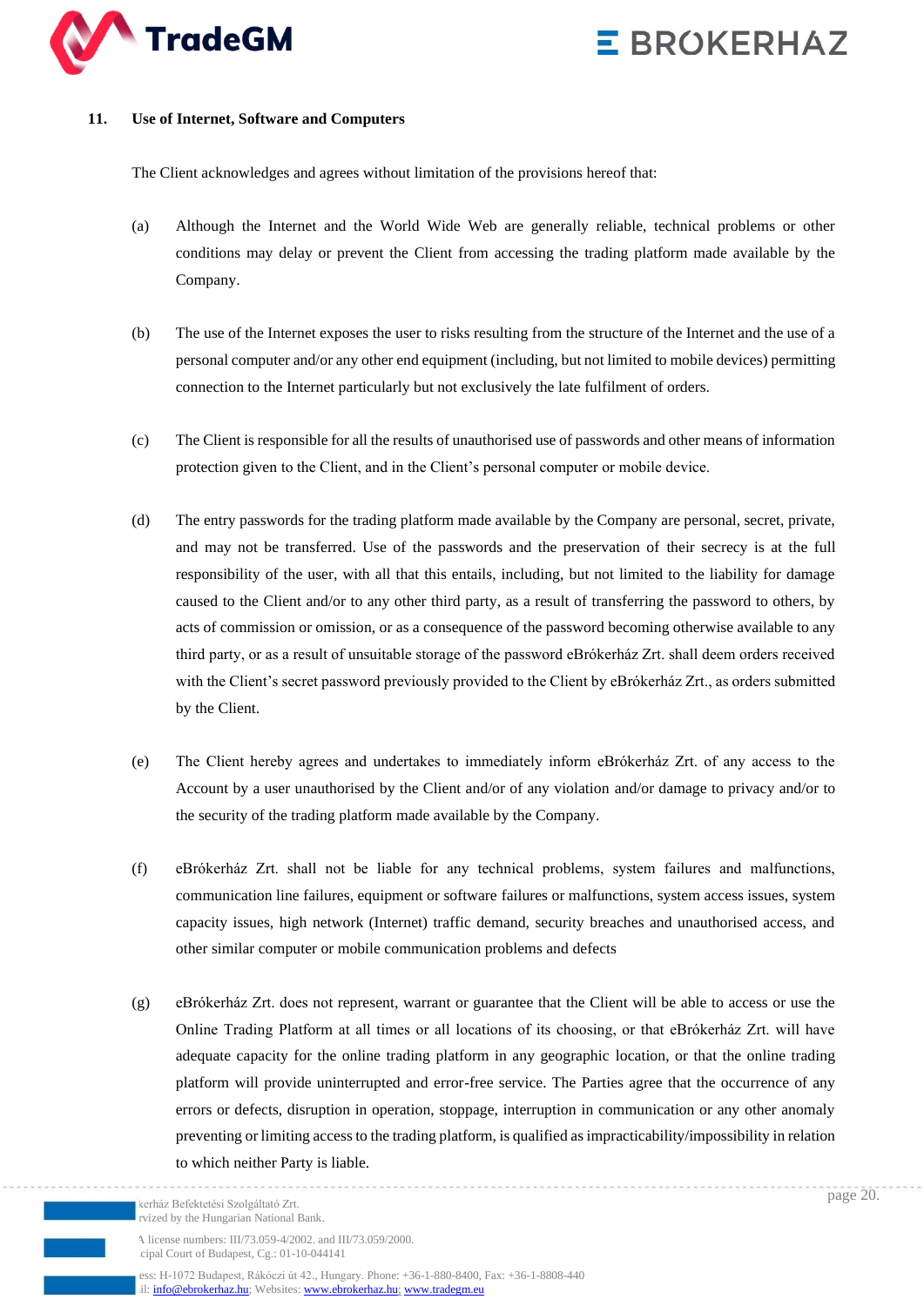## 11. Use of Internet, Software and Computers

The Client acknowledges and agrees without limitation of the provisions hereof that:

(a) Although the Internet and the World Wide Web are generally reliable, technical problems or other conditions may delay or prevent the Client from accessing the trading platform made available by the Company.

(b) The use of the Internet exposes the user to risks resulting from the structure of the Internet and the use of a personal computer and/or any other end equipment (including, but not limited to mobile devices) permitting connection to the Internet particularly but not exclusively the late fulfilment of orders.

(c) The Client is responsible for all the results of unauthorised use of passwords and other means of information protection given to the Client, and in the Client's personal computer or mobile device.

(d) The entry passwords for the trading platform made available by the Company are personal, secret, private, and may not be transferred. Use of the passwords and the preservation of their secrecy is at the full responsibility of the user, with all that this entails, including, but not limited to the liability for damage caused to the Client and/or to any other third party, as a result of transferring the password to others, by acts of commission or omission, or as a consequence of the password becoming otherwise available to any third party, or as a result of unsuitable storage of the password eBrókerház Zrt. shall deem orders received with the Client's secret password previously provided to the Client by eBrókerház Zrt., as orders submitted by the Client.

(e) The Client hereby agrees and undertakes to immediately inform eBrókerház Zrt. of any access to the Account by a user unauthorised by the Client and/or of any violation and/or damage to privacy and/or to the security of the trading platform made available by the Company.

(f) eBrókerház Zrt. shall not be liable for any technical problems, system failures and malfunctions, communication line failures, equipment or software failures or malfunctions, system access issues, system capacity issues, high network (Internet) traffic demand, security breaches and unauthorised access, and other similar computer or mobile communication problems and defects

(g) eBrókerház Zrt. does not represent, warrant or guarantee that the Client will be able to access or use the Online Trading Platform at all times or all locations of its choosing, or that eBrókerház Zrt. will have adequate capacity for the online trading platform in any geographic location, or that the online trading platform will provide uninterrupted and error-free service. The Parties agree that the occurrence of any errors or defects, disruption in operation, stoppage, interruption in communication or any other anomaly preventing or limiting access to the trading platform, is qualified as impracticability/impossibility in relation to which neither Party is liable.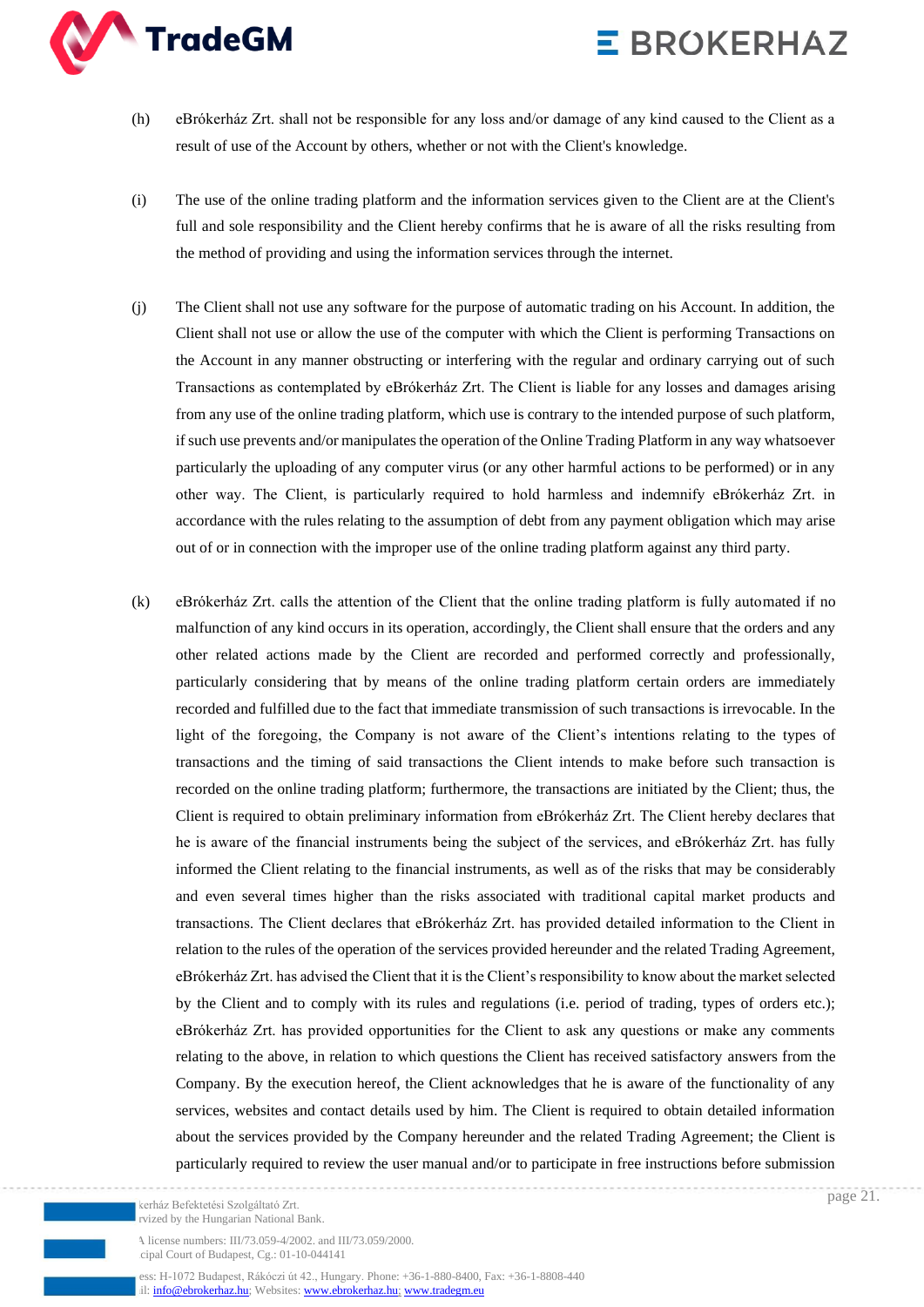(h) eBrókerház Zrt. shall not be responsible for any loss and/or damage of any kind caused to the Client as a result of use of the Account by others, whether or not with the Client's knowledge.

(i) The use of the online trading platform and the information services given to the Client are at the Client's full and sole responsibility and the Client hereby confirms that he is aware of all the risks resulting from the method of providing and using the information services through the internet.

(j) The Client shall not use any software for the purpose of automatic trading on his Account. In addition, the Client shall not use or allow the use of the computer with which the Client is performing Transactions on the Account in any manner obstructing or interfering with the regular and ordinary carrying out of such Transactions as contemplated by eBrókerház Zrt. The Client is liable for any losses and damages arising from any use of the online trading platform, which use is contrary to the intended purpose of such platform, if such use prevents and/or manipulates the operation of the Online Trading Platform in any way whatsoever particularly the uploading of any computer virus (or any other harmful actions to be performed) or in any other way. The Client, is particularly required to hold harmless and indemnify eBrókerház Zrt. in accordance with the rules relating to the assumption of debt from any payment obligation which may arise out of or in connection with the improper use of the online trading platform against any third party.

(k) eBrókerház Zrt. calls the attention of the Client that the online trading platform is fully automated if no malfunction of any kind occurs in its operation, accordingly, the Client shall ensure that the orders and any other related actions made by the Client are recorded and performed correctly and professionally, particularly considering that by means of the online trading platform certain orders are immediately recorded and fulfilled due to the fact that immediate transmission of such transactions is irrevocable. In the light of the foregoing, the Company is not aware of the Client's intentions relating to the types of transactions and the timing of said transactions the Client intends to make before such transaction is recorded on the online trading platform; furthermore, the transactions are initiated by the Client; thus, the Client is required to obtain preliminary information from eBrókerház Zrt. The Client hereby declares that he is aware of the financial instruments being the subject of the services, and eBrókerház Zrt. has fully informed the Client relating to the financial instruments, as well as of the risks that may be considerably and even several times higher than the risks associated with traditional capital market products and transactions. The Client declares that eBrókerház Zrt. has provided detailed information to the Client in relation to the rules of the operation of the services provided hereunder and the related Trading Agreement, eBrókerház Zrt. has advised the Client that it is the Client's responsibility to know about the market selected by the Client and to comply with its rules and regulations (i.e. period of trading, types of orders etc.); eBrókerház Zrt. has provided opportunities for the Client to ask any questions or make any comments relating to the above, in relation to which questions the Client has received satisfactory answers from the Company. By the execution hereof, the Client acknowledges that he is aware of the functionality of any services, websites and contact details used by him. The Client is required to obtain detailed information about the services provided by the Company hereunder and the related Trading Agreement; the Client is particularly required to review the user manual and/or to participate in free instructions before submission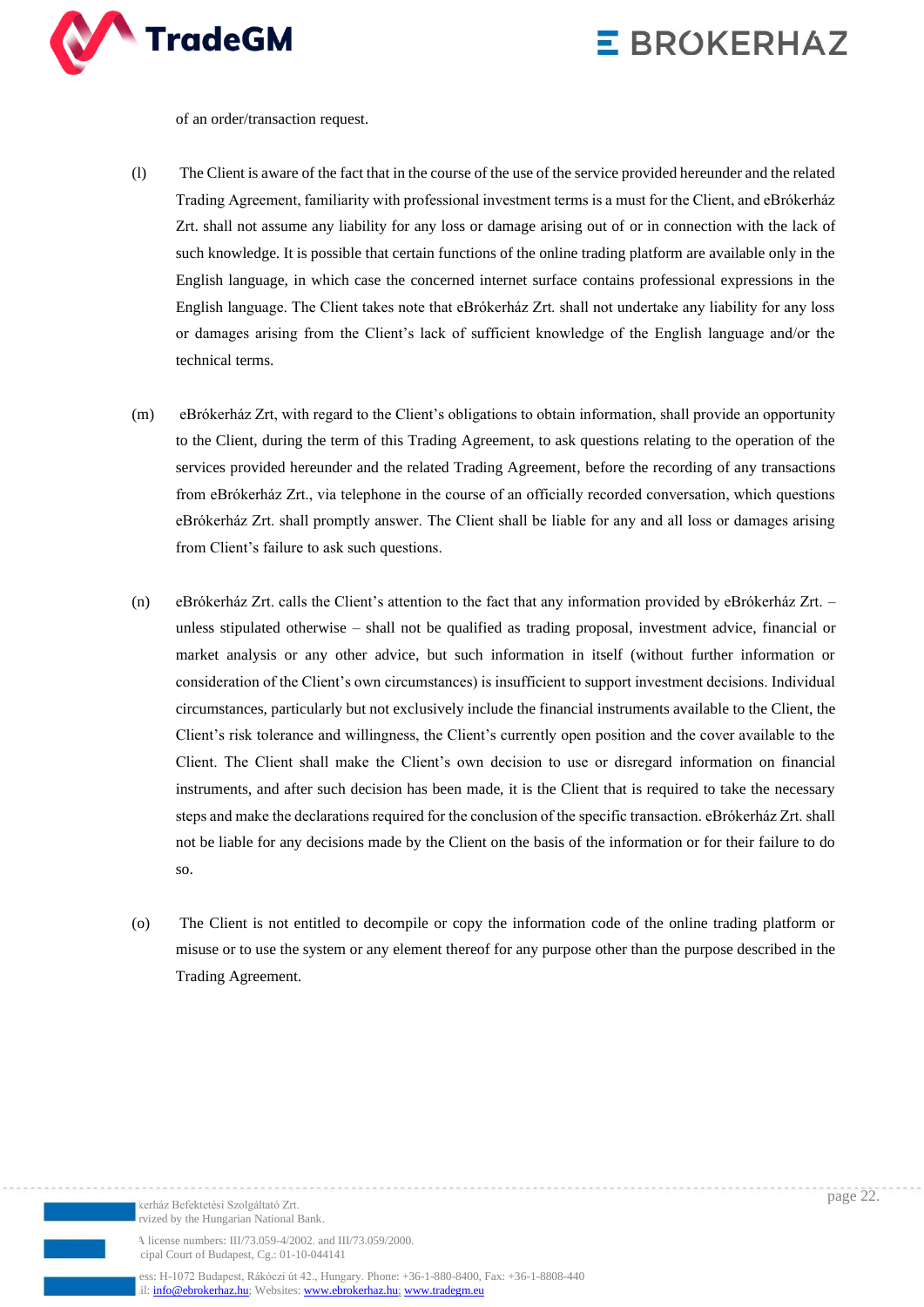of an order/transaction request.

(l) The Client is aware of the fact that in the course of the use of the service provided hereunder and the related Trading Agreement, familiarity with professional investment terms is a must for the Client, and eBrókerház Zrt. shall not assume any liability for any loss or damage arising out of or in connection with the lack of such knowledge. It is possible that certain functions of the online trading platform are available only in the English language, in which case the concerned internet surface contains professional expressions in the English language. The Client takes note that eBrókerház Zrt. shall not undertake any liability for any loss or damages arising from the Client's lack of sufficient knowledge of the English language and/or the technical terms.

(m) eBrókerház Zrt, with regard to the Client's obligations to obtain information, shall provide an opportunity to the Client, during the term of this Trading Agreement, to ask questions relating to the operation of the services provided hereunder and the related Trading Agreement, before the recording of any transactions from eBrókerház Zrt., via telephone in the course of an officially recorded conversation, which questions eBrókerház Zrt. shall promptly answer. The Client shall be liable for any and all loss or damages arising from Client's failure to ask such questions.

(n) eBrókerház Zrt. calls the Client's attention to the fact that any information provided by eBrókerház Zrt. – unless stipulated otherwise – shall not be qualified as trading proposal, investment advice, financial or market analysis or any other advice, but such information in itself (without further information or consideration of the Client's own circumstances) is insufficient to support investment decisions. Individual circumstances, particularly but not exclusively include the financial instruments available to the Client, the Client's risk tolerance and willingness, the Client's currently open position and the cover available to the Client. The Client shall make the Client's own decision to use or disregard information on financial instruments, and after such decision has been made, it is the Client that is required to take the necessary steps and make the declarations required for the conclusion of the specific transaction. eBrókerház Zrt. shall not be liable for any decisions made by the Client on the basis of the information or for their failure to do so.

(o) The Client is not entitled to decompile or copy the information code of the online trading platform or misuse or to use the system or any element thereof for any purpose other than the purpose described in the Trading Agreement.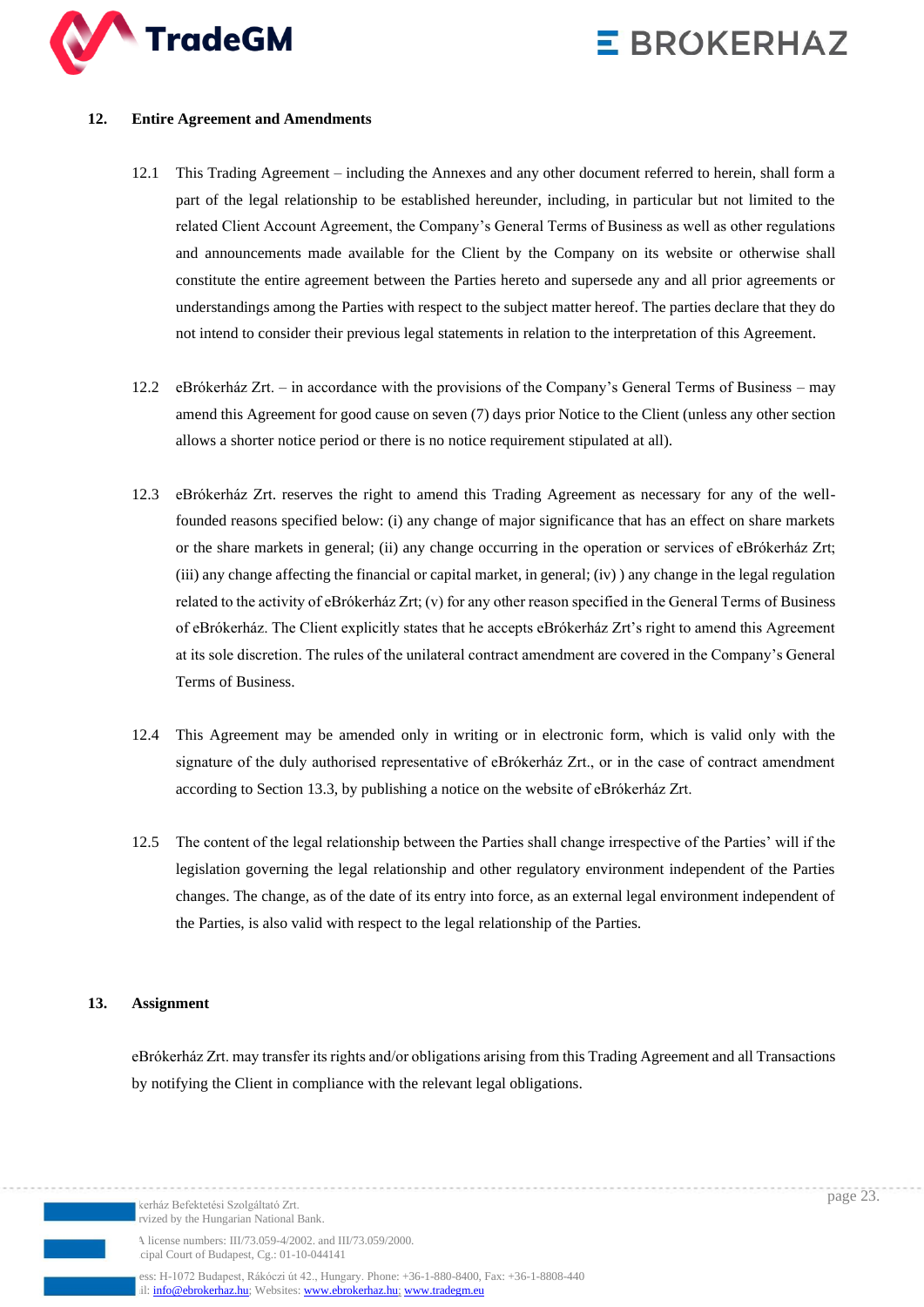## 12. Entire Agreement and Amendments

12.1 This Trading Agreement – including the Annexes and any other document referred to herein, shall form a part of the legal relationship to be established hereunder, including, in particular but not limited to the related Client Account Agreement, the Company's General Terms of Business as well as other regulations and announcements made available for the Client by the Company on its website or otherwise shall constitute the entire agreement between the Parties hereto and supersede any and all prior agreements or understandings among the Parties with respect to the subject matter hereof. The parties declare that they do not intend to consider their previous legal statements in relation to the interpretation of this Agreement.

12.2 eBrókerház Zrt. – in accordance with the provisions of the Company's General Terms of Business – may amend this Agreement for good cause on seven (7) days prior Notice to the Client (unless any other section allows a shorter notice period or there is no notice requirement stipulated at all).

12.3 eBrókerház Zrt. reserves the right to amend this Trading Agreement as necessary for any of the well-founded reasons specified below: (i) any change of major significance that has an effect on share markets or the share markets in general; (ii) any change occurring in the operation or services of eBrókerház Zrt; (iii) any change affecting the financial or capital market, in general; (iv) ) any change in the legal regulation related to the activity of eBrókerház Zrt; (v) for any other reason specified in the General Terms of Business of eBrókerház. The Client explicitly states that he accepts eBrókerház Zrt's right to amend this Agreement at its sole discretion. The rules of the unilateral contract amendment are covered in the Company's General Terms of Business.

12.4 This Agreement may be amended only in writing or in electronic form, which is valid only with the signature of the duly authorised representative of eBrókerház Zrt., or in the case of contract amendment according to Section 13.3, by publishing a notice on the website of eBrókerház Zrt.

12.5 The content of the legal relationship between the Parties shall change irrespective of the Parties' will if the legislation governing the legal relationship and other regulatory environment independent of the Parties changes. The change, as of the date of its entry into force, as an external legal environment independent of the Parties, is also valid with respect to the legal relationship of the Parties.

## 13. Assignment

eBrókerház Zrt. may transfer its rights and/or obligations arising from this Trading Agreement and all Transactions by notifying the Client in compliance with the relevant legal obligations.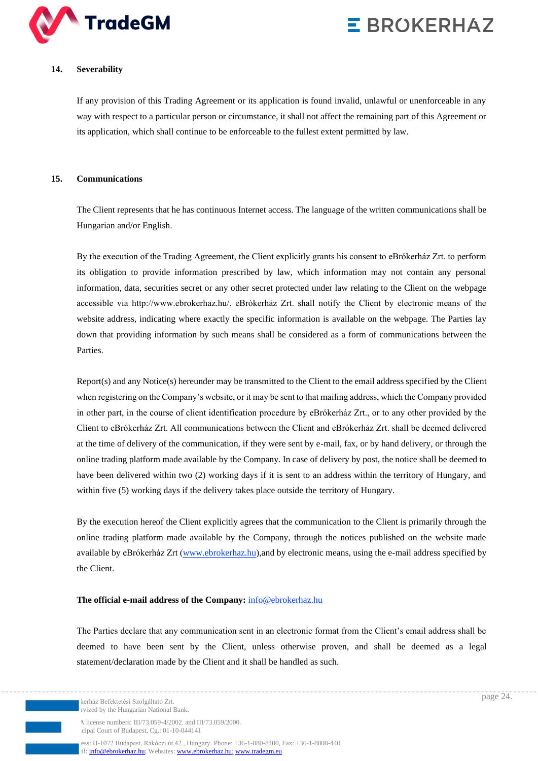## 14. Severability

If any provision of this Trading Agreement or its application is found invalid, unlawful or unenforceable in any way with respect to a particular person or circumstance, it shall not affect the remaining part of this Agreement or its application, which shall continue to be enforceable to the fullest extent permitted by law.

## 15. Communications

The Client represents that he has continuous Internet access. The language of the written communications shall be Hungarian and/or English.

By the execution of the Trading Agreement, the Client explicitly grants his consent to eBrókerház Zrt. to perform its obligation to provide information prescribed by law, which information may not contain any personal information, data, securities secret or any other secret protected under law relating to the Client on the webpage accessible via http://www.ebrokerhaz.hu/. eBrókerház Zrt. shall notify the Client by electronic means of the website address, indicating where exactly the specific information is available on the webpage. The Parties lay down that providing information by such means shall be considered as a form of communications between the Parties.

Report(s) and any Notice(s) hereunder may be transmitted to the Client to the email address specified by the Client when registering on the Company's website, or it may be sent to that mailing address, which the Company provided in other part, in the course of client identification procedure by eBrókerház Zrt., or to any other provided by the Client to eBrókerház Zrt. All communications between the Client and eBrókerház Zrt. shall be deemed delivered at the time of delivery of the communication, if they were sent by e-mail, fax, or by hand delivery, or through the online trading platform made available by the Company. In case of delivery by post, the notice shall be deemed to have been delivered within two (2) working days if it is sent to an address within the territory of Hungary, and within five (5) working days if the delivery takes place outside the territory of Hungary.

By the execution hereof the Client explicitly agrees that the communication to the Client is primarily through the online trading platform made available by the Company, through the notices published on the website made available by eBrókerház Zrt (www.ebrokerhaz.hu),and by electronic means, using the e-mail address specified by the Client.

**The official e-mail address of the Company:** info@ebrokerhaz.hu

The Parties declare that any communication sent in an electronic format from the Client's email address shall be deemed to have been sent by the Client, unless otherwise proven, and shall be deemed as a legal statement/declaration made by the Client and it shall be handled as such.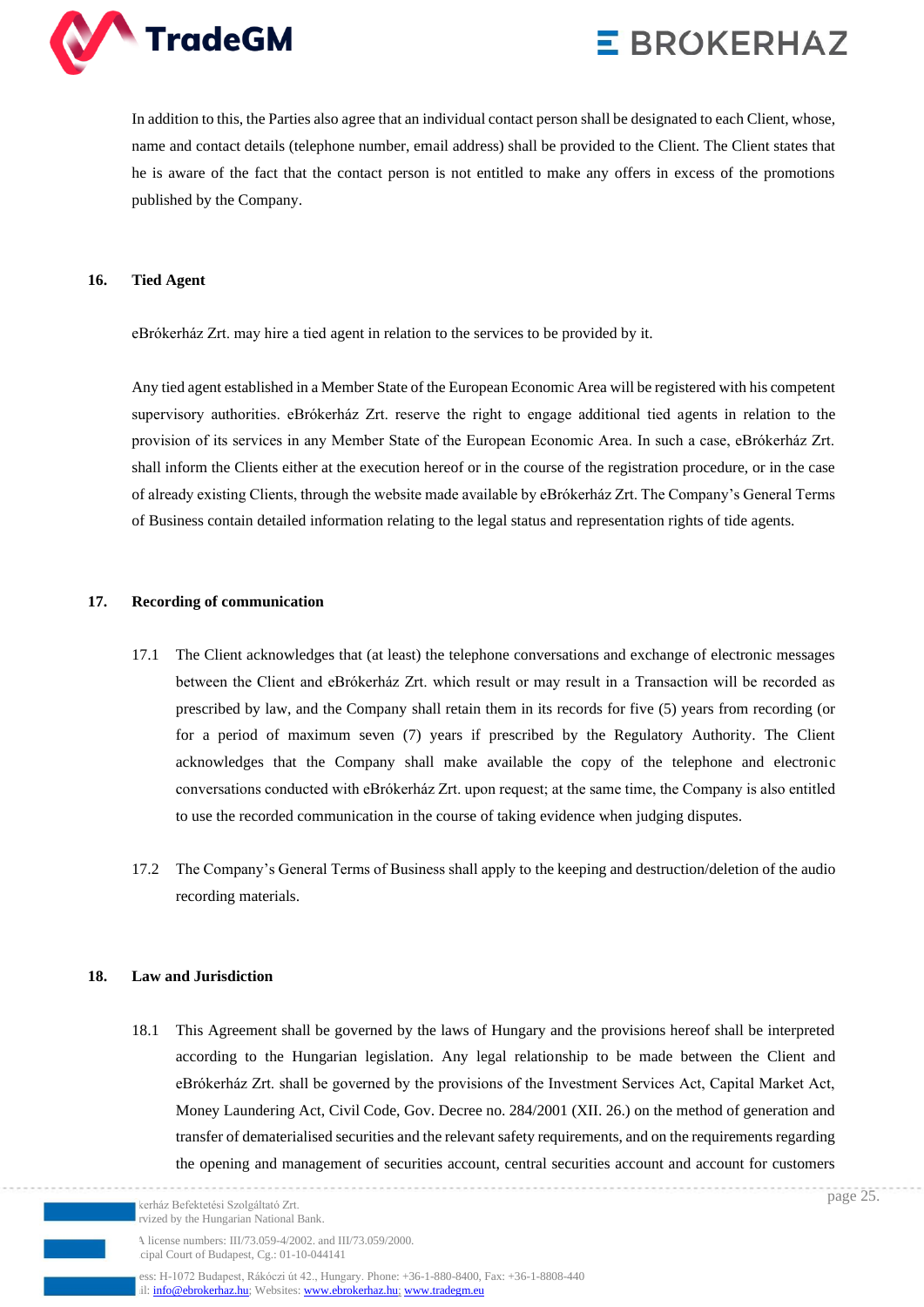In addition to this, the Parties also agree that an individual contact person shall be designated to each Client, whose, name and contact details (telephone number, email address) shall be provided to the Client. The Client states that he is aware of the fact that the contact person is not entitled to make any offers in excess of the promotions published by the Company.

## 16. Tied Agent

eBrókerház Zrt. may hire a tied agent in relation to the services to be provided by it.

Any tied agent established in a Member State of the European Economic Area will be registered with his competent supervisory authorities. eBrókerház Zrt. reserve the right to engage additional tied agents in relation to the provision of its services in any Member State of the European Economic Area. In such a case, eBrókerház Zrt. shall inform the Clients either at the execution hereof or in the course of the registration procedure, or in the case of already existing Clients, through the website made available by eBrókerház Zrt. The Company's General Terms of Business contain detailed information relating to the legal status and representation rights of tide agents.

## 17. Recording of communication

17.1 The Client acknowledges that (at least) the telephone conversations and exchange of electronic messages between the Client and eBrókerház Zrt. which result or may result in a Transaction will be recorded as prescribed by law, and the Company shall retain them in its records for five (5) years from recording (or for a period of maximum seven (7) years if prescribed by the Regulatory Authority. The Client acknowledges that the Company shall make available the copy of the telephone and electronic conversations conducted with eBrókerház Zrt. upon request; at the same time, the Company is also entitled to use the recorded communication in the course of taking evidence when judging disputes.

17.2 The Company's General Terms of Business shall apply to the keeping and destruction/deletion of the audio recording materials.

## 18. Law and Jurisdiction

18.1 This Agreement shall be governed by the laws of Hungary and the provisions hereof shall be interpreted according to the Hungarian legislation. Any legal relationship to be made between the Client and eBrókerház Zrt. shall be governed by the provisions of the Investment Services Act, Capital Market Act, Money Laundering Act, Civil Code, Gov. Decree no. 284/2001 (XII. 26.) on the method of generation and transfer of dematerialised securities and the relevant safety requirements, and on the requirements regarding the opening and management of securities account, central securities account and account for customers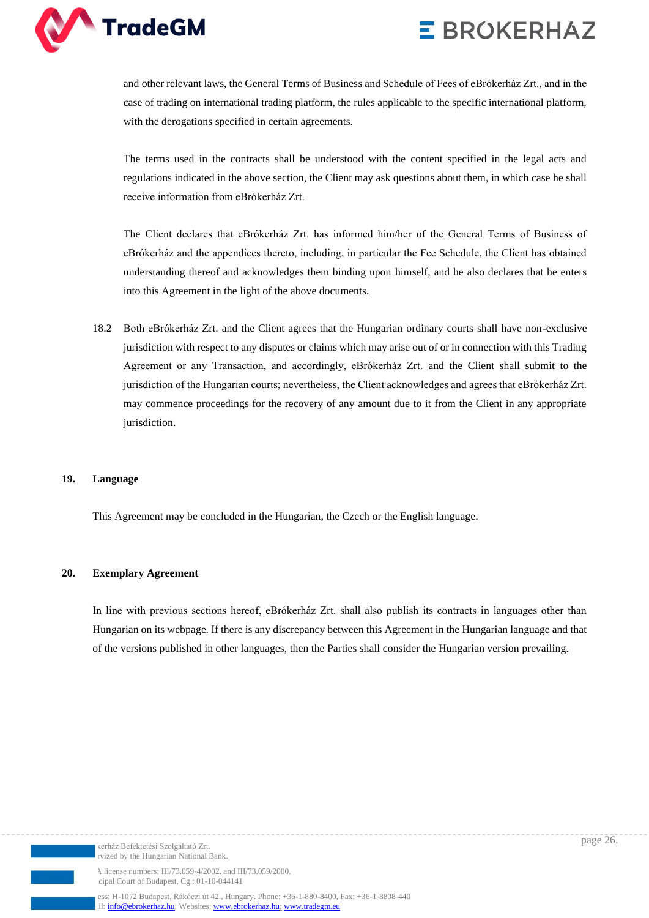and other relevant laws, the General Terms of Business and Schedule of Fees of eBrókerház Zrt., and in the case of trading on international trading platform, the rules applicable to the specific international platform, with the derogations specified in certain agreements.

The terms used in the contracts shall be understood with the content specified in the legal acts and regulations indicated in the above section, the Client may ask questions about them, in which case he shall receive information from eBrókerház Zrt.

The Client declares that eBrókerház Zrt. has informed him/her of the General Terms of Business of eBrókerház and the appendices thereto, including, in particular the Fee Schedule, the Client has obtained understanding thereof and acknowledges them binding upon himself, and he also declares that he enters into this Agreement in the light of the above documents.

18.2 Both eBrókerház Zrt. and the Client agrees that the Hungarian ordinary courts shall have non-exclusive jurisdiction with respect to any disputes or claims which may arise out of or in connection with this Trading Agreement or any Transaction, and accordingly, eBrókerház Zrt. and the Client shall submit to the jurisdiction of the Hungarian courts; nevertheless, the Client acknowledges and agrees that eBrókerház Zrt. may commence proceedings for the recovery of any amount due to it from the Client in any appropriate jurisdiction.

## 19. Language

This Agreement may be concluded in the Hungarian, the Czech or the English language.

## 20. Exemplary Agreement

In line with previous sections hereof, eBrókerház Zrt. shall also publish its contracts in languages other than Hungarian on its webpage. If there is any discrepancy between this Agreement in the Hungarian language and that of the versions published in other languages, then the Parties shall consider the Hungarian version prevailing.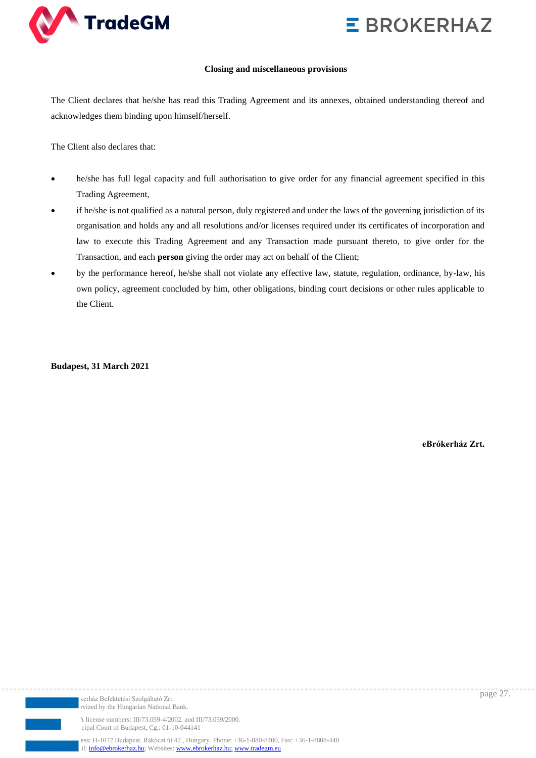### Closing and miscellaneous provisions

The Client declares that he/she has read this Trading Agreement and its annexes, obtained understanding thereof and acknowledges them binding upon himself/herself.

The Client also declares that:

- he/she has full legal capacity and full authorisation to give order for any financial agreement specified in this Trading Agreement,
- if he/she is not qualified as a natural person, duly registered and under the laws of the governing jurisdiction of its organisation and holds any and all resolutions and/or licenses required under its certificates of incorporation and law to execute this Trading Agreement and any Transaction made pursuant thereto, to give order for the Transaction, and each **person** giving the order may act on behalf of the Client;
- by the performance hereof, he/she shall not violate any effective law, statute, regulation, ordinance, by-law, his own policy, agreement concluded by him, other obligations, binding court decisions or other rules applicable to the Client.

**Budapest, 31 March 2021**

**eBrókerház Zrt.**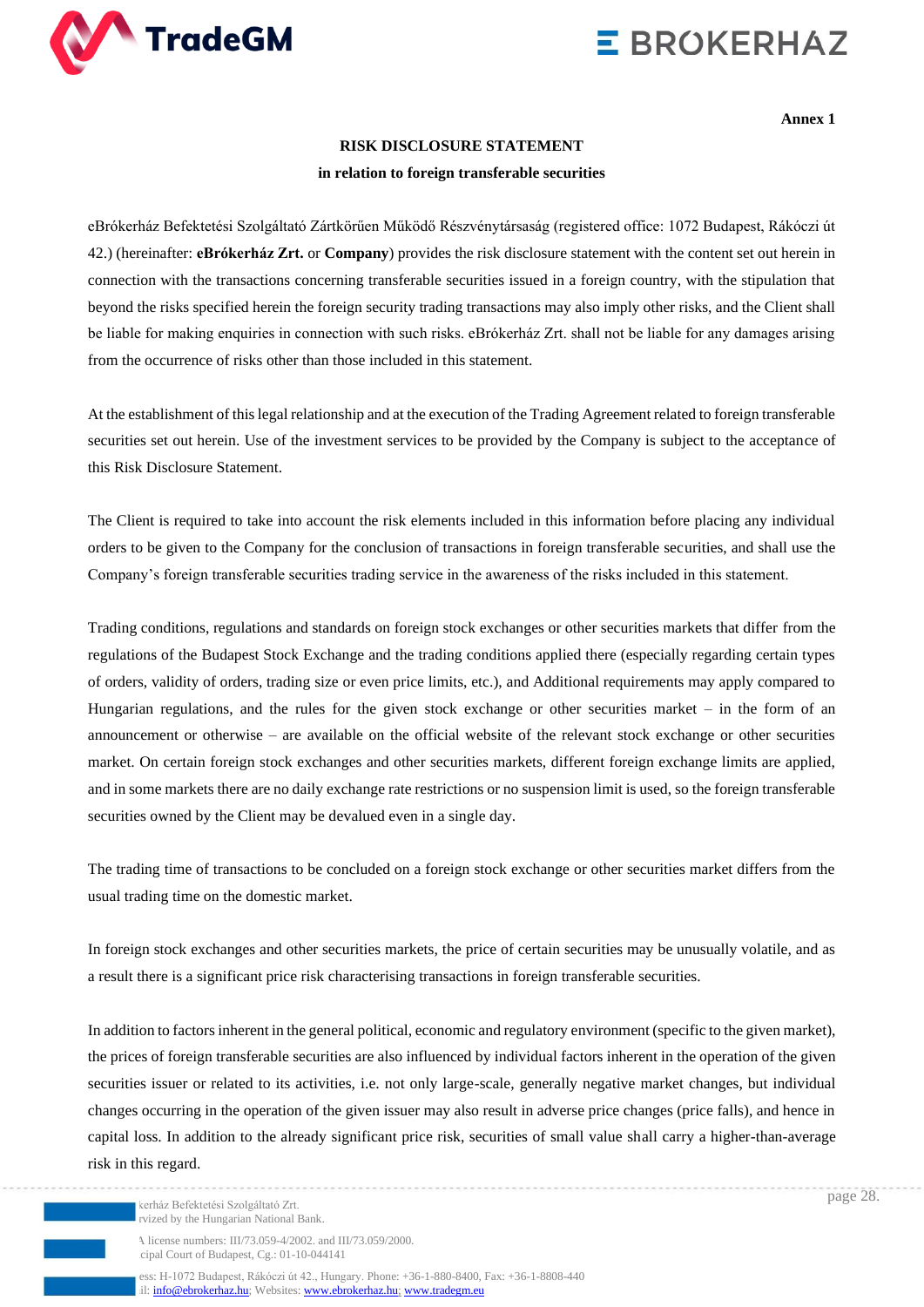**Annex 1**

## RISK DISCLOSURE STATEMENT

### in relation to foreign transferable securities

eBrókerház Befektetési Szolgáltató Zártkörűen Működő Részvénytársaság (registered office: 1072 Budapest, Rákóczi út 42.) (hereinafter: **eBrókerház Zrt.** or **Company**) provides the risk disclosure statement with the content set out herein in connection with the transactions concerning transferable securities issued in a foreign country, with the stipulation that beyond the risks specified herein the foreign security trading transactions may also imply other risks, and the Client shall be liable for making enquiries in connection with such risks. eBrókerház Zrt. shall not be liable for any damages arising from the occurrence of risks other than those included in this statement.

At the establishment of this legal relationship and at the execution of the Trading Agreement related to foreign transferable securities set out herein. Use of the investment services to be provided by the Company is subject to the acceptance of this Risk Disclosure Statement.

The Client is required to take into account the risk elements included in this information before placing any individual orders to be given to the Company for the conclusion of transactions in foreign transferable securities, and shall use the Company's foreign transferable securities trading service in the awareness of the risks included in this statement.

Trading conditions, regulations and standards on foreign stock exchanges or other securities markets that differ from the regulations of the Budapest Stock Exchange and the trading conditions applied there (especially regarding certain types of orders, validity of orders, trading size or even price limits, etc.), and Additional requirements may apply compared to Hungarian regulations, and the rules for the given stock exchange or other securities market – in the form of an announcement or otherwise – are available on the official website of the relevant stock exchange or other securities market. On certain foreign stock exchanges and other securities markets, different foreign exchange limits are applied, and in some markets there are no daily exchange rate restrictions or no suspension limit is used, so the foreign transferable securities owned by the Client may be devalued even in a single day.

The trading time of transactions to be concluded on a foreign stock exchange or other securities market differs from the usual trading time on the domestic market.

In foreign stock exchanges and other securities markets, the price of certain securities may be unusually volatile, and as a result there is a significant price risk characterising transactions in foreign transferable securities.

In addition to factors inherent in the general political, economic and regulatory environment (specific to the given market), the prices of foreign transferable securities are also influenced by individual factors inherent in the operation of the given securities issuer or related to its activities, i.e. not only large-scale, generally negative market changes, but individual changes occurring in the operation of the given issuer may also result in adverse price changes (price falls), and hence in capital loss. In addition to the already significant price risk, securities of small value shall carry a higher-than-average risk in this regard.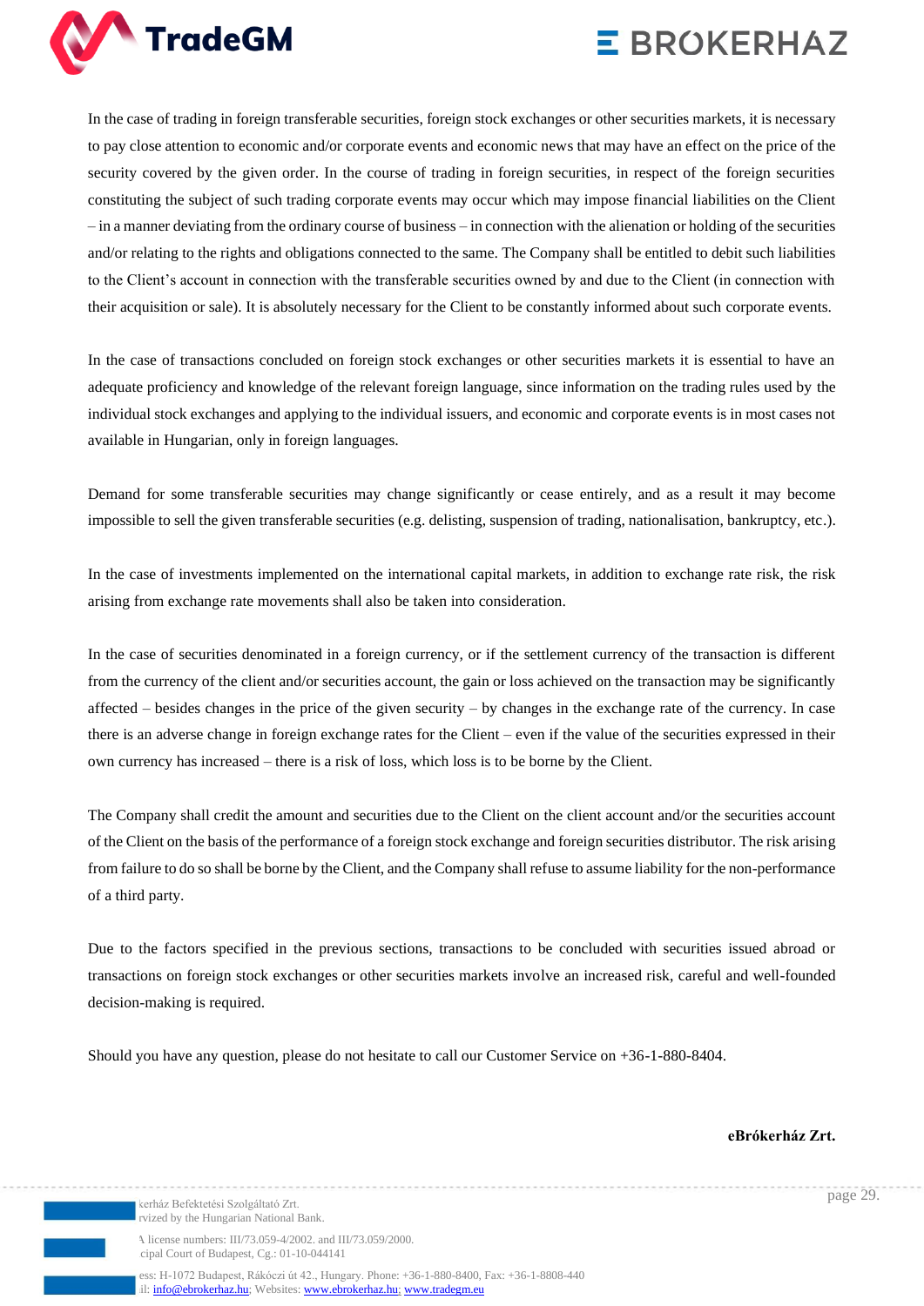In the case of trading in foreign transferable securities, foreign stock exchanges or other securities markets, it is necessary to pay close attention to economic and/or corporate events and economic news that may have an effect on the price of the security covered by the given order. In the course of trading in foreign securities, in respect of the foreign securities constituting the subject of such trading corporate events may occur which may impose financial liabilities on the Client – in a manner deviating from the ordinary course of business – in connection with the alienation or holding of the securities and/or relating to the rights and obligations connected to the same. The Company shall be entitled to debit such liabilities to the Client's account in connection with the transferable securities owned by and due to the Client (in connection with their acquisition or sale). It is absolutely necessary for the Client to be constantly informed about such corporate events.

In the case of transactions concluded on foreign stock exchanges or other securities markets it is essential to have an adequate proficiency and knowledge of the relevant foreign language, since information on the trading rules used by the individual stock exchanges and applying to the individual issuers, and economic and corporate events is in most cases not available in Hungarian, only in foreign languages.

Demand for some transferable securities may change significantly or cease entirely, and as a result it may become impossible to sell the given transferable securities (e.g. delisting, suspension of trading, nationalisation, bankruptcy, etc.).

In the case of investments implemented on the international capital markets, in addition to exchange rate risk, the risk arising from exchange rate movements shall also be taken into consideration.

In the case of securities denominated in a foreign currency, or if the settlement currency of the transaction is different from the currency of the client and/or securities account, the gain or loss achieved on the transaction may be significantly affected – besides changes in the price of the given security – by changes in the exchange rate of the currency. In case there is an adverse change in foreign exchange rates for the Client – even if the value of the securities expressed in their own currency has increased – there is a risk of loss, which loss is to be borne by the Client.

The Company shall credit the amount and securities due to the Client on the client account and/or the securities account of the Client on the basis of the performance of a foreign stock exchange and foreign securities distributor. The risk arising from failure to do so shall be borne by the Client, and the Company shall refuse to assume liability for the non-performance of a third party.

Due to the factors specified in the previous sections, transactions to be concluded with securities issued abroad or transactions on foreign stock exchanges or other securities markets involve an increased risk, careful and well-founded decision-making is required.

Should you have any question, please do not hesitate to call our Customer Service on +36-1-880-8404.

**eBrókerház Zrt.**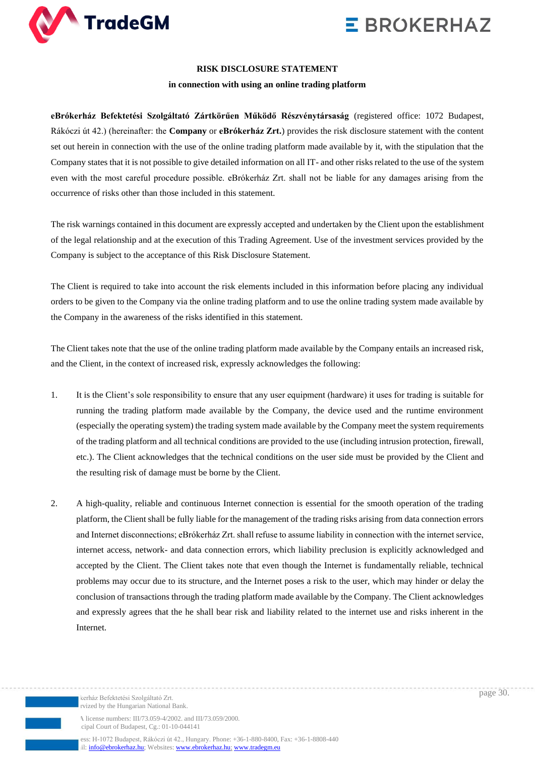**RISK DISCLOSURE STATEMENT**

**in connection with using an online trading platform**

**eBrókerház Befektetési Szolgáltató Zártkörűen Működő Részvénytársaság** (registered office: 1072 Budapest, Rákóczi út 42.) (hereinafter: the **Company** or **eBrókerház Zrt.**) provides the risk disclosure statement with the content set out herein in connection with the use of the online trading platform made available by it, with the stipulation that the Company states that it is not possible to give detailed information on all IT- and other risks related to the use of the system even with the most careful procedure possible. eBrókerház Zrt. shall not be liable for any damages arising from the occurrence of risks other than those included in this statement.

The risk warnings contained in this document are expressly accepted and undertaken by the Client upon the establishment of the legal relationship and at the execution of this Trading Agreement. Use of the investment services provided by the Company is subject to the acceptance of this Risk Disclosure Statement.

The Client is required to take into account the risk elements included in this information before placing any individual orders to be given to the Company via the online trading platform and to use the online trading system made available by the Company in the awareness of the risks identified in this statement.

The Client takes note that the use of the online trading platform made available by the Company entails an increased risk, and the Client, in the context of increased risk, expressly acknowledges the following:

1. It is the Client's sole responsibility to ensure that any user equipment (hardware) it uses for trading is suitable for running the trading platform made available by the Company, the device used and the runtime environment (especially the operating system) the trading system made available by the Company meet the system requirements of the trading platform and all technical conditions are provided to the use (including intrusion protection, firewall, etc.). The Client acknowledges that the technical conditions on the user side must be provided by the Client and the resulting risk of damage must be borne by the Client.

2. A high-quality, reliable and continuous Internet connection is essential for the smooth operation of the trading platform, the Client shall be fully liable for the management of the trading risks arising from data connection errors and Internet disconnections; eBrókerház Zrt. shall refuse to assume liability in connection with the internet service, internet access, network- and data connection errors, which liability preclusion is explicitly acknowledged and accepted by the Client. The Client takes note that even though the Internet is fundamentally reliable, technical problems may occur due to its structure, and the Internet poses a risk to the user, which may hinder or delay the conclusion of transactions through the trading platform made available by the Company. The Client acknowledges and expressly agrees that the he shall bear risk and liability related to the internet use and risks inherent in the Internet.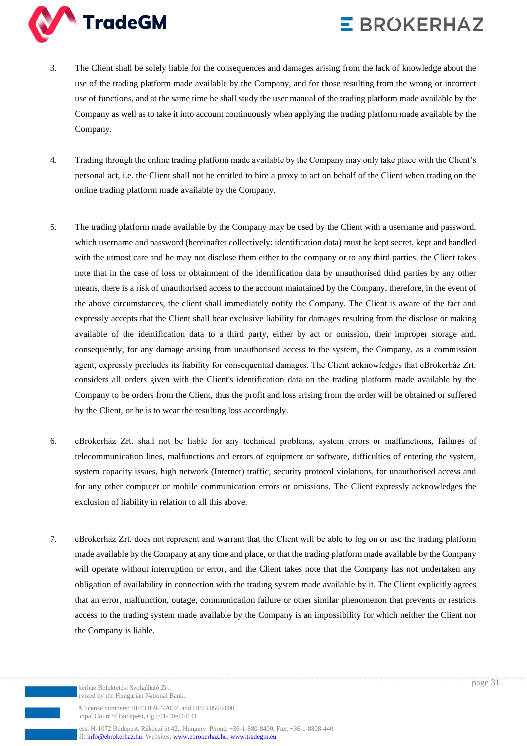3. The Client shall be solely liable for the consequences and damages arising from the lack of knowledge about the use of the trading platform made available by the Company, and for those resulting from the wrong or incorrect use of functions, and at the same time he shall study the user manual of the trading platform made available by the Company as well as to take it into account continuously when applying the trading platform made available by the Company.

4. Trading through the online trading platform made available by the Company may only take place with the Client's personal act, i.e. the Client shall not be entitled to hire a proxy to act on behalf of the Client when trading on the online trading platform made available by the Company.

5. The trading platform made available by the Company may be used by the Client with a username and password, which username and password (hereinafter collectively: identification data) must be kept secret, kept and handled with the utmost care and he may not disclose them either to the company or to any third parties. the Client takes note that in the case of loss or obtainment of the identification data by unauthorised third parties by any other means, there is a risk of unauthorised access to the account maintained by the Company, therefore, in the event of the above circumstances, the client shall immediately notify the Company. The Client is aware of the fact and expressly accepts that the Client shall bear exclusive liability for damages resulting from the disclose or making available of the identification data to a third party, either by act or omission, their improper storage and, consequently, for any damage arising from unauthorised access to the system, the Company, as a commission agent, expressly precludes its liability for consequential damages. The Client acknowledges that eBrókerház Zrt. considers all orders given with the Client's identification data on the trading platform made available by the Company to be orders from the Client, thus the profit and loss arising from the order will be obtained or suffered by the Client, or he is to wear the resulting loss accordingly.

6. eBrókerház Zrt. shall not be liable for any technical problems, system errors or malfunctions, failures of telecommunication lines, malfunctions and errors of equipment or software, difficulties of entering the system, system capacity issues, high network (Internet) traffic, security protocol violations, for unauthorised access and for any other computer or mobile communication errors or omissions. The Client expressly acknowledges the exclusion of liability in relation to all this above.

7. eBrókerház Zrt. does not represent and warrant that the Client will be able to log on or use the trading platform made available by the Company at any time and place, or that the trading platform made available by the Company will operate without interruption or error, and the Client takes note that the Company has not undertaken any obligation of availability in connection with the trading system made available by it. The Client explicitly agrees that an error, malfunction, outage, communication failure or other similar phenomenon that prevents or restricts access to the trading system made available by the Company is an impossibility for which neither the Client nor the Company is liable.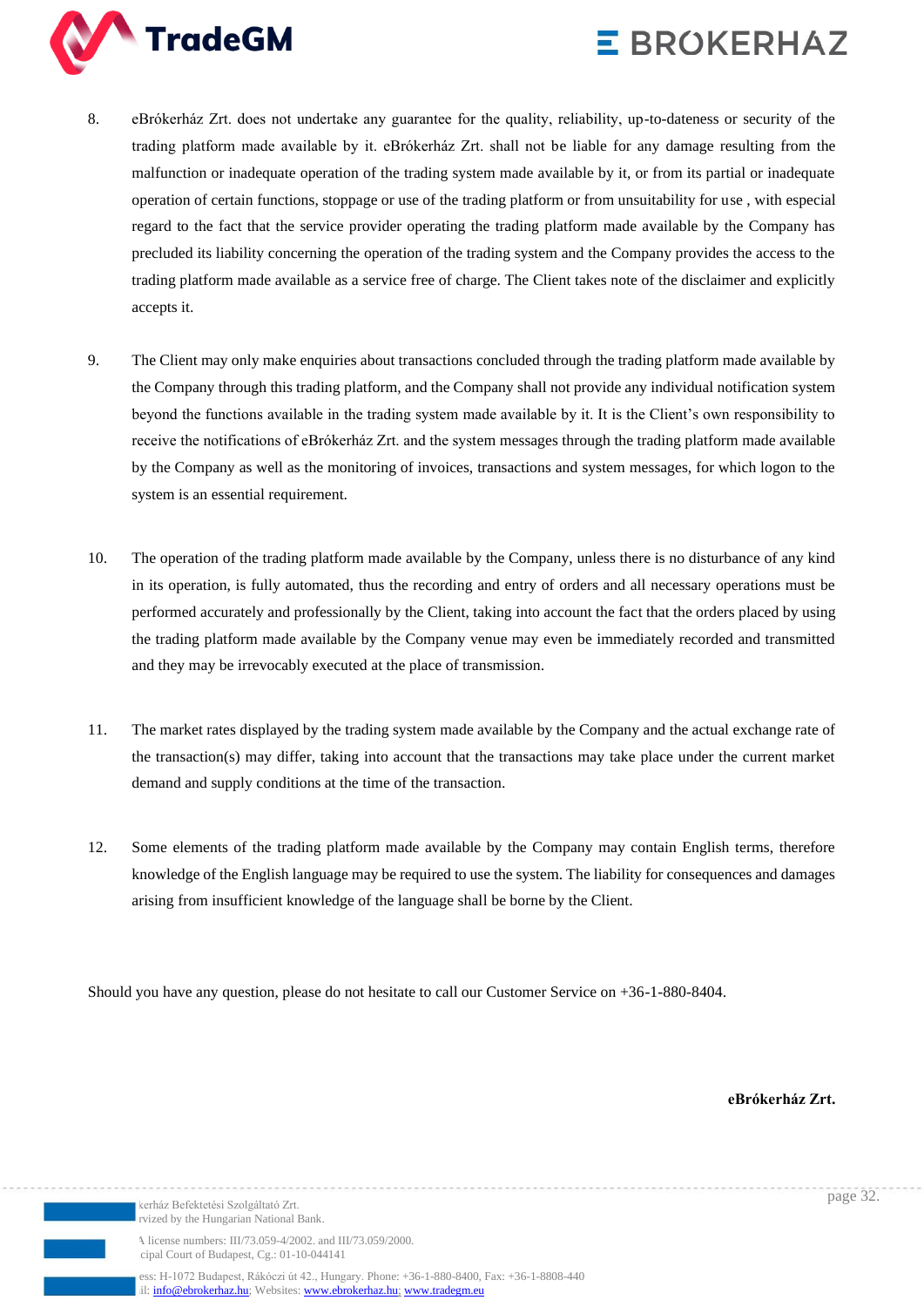8. eBrókerház Zrt. does not undertake any guarantee for the quality, reliability, up-to-dateness or security of the trading platform made available by it. eBrókerház Zrt. shall not be liable for any damage resulting from the malfunction or inadequate operation of the trading system made available by it, or from its partial or inadequate operation of certain functions, stoppage or use of the trading platform or from unsuitability for use , with especial regard to the fact that the service provider operating the trading platform made available by the Company has precluded its liability concerning the operation of the trading system and the Company provides the access to the trading platform made available as a service free of charge. The Client takes note of the disclaimer and explicitly accepts it.

9. The Client may only make enquiries about transactions concluded through the trading platform made available by the Company through this trading platform, and the Company shall not provide any individual notification system beyond the functions available in the trading system made available by it. It is the Client's own responsibility to receive the notifications of eBrókerház Zrt. and the system messages through the trading platform made available by the Company as well as the monitoring of invoices, transactions and system messages, for which logon to the system is an essential requirement.

10. The operation of the trading platform made available by the Company, unless there is no disturbance of any kind in its operation, is fully automated, thus the recording and entry of orders and all necessary operations must be performed accurately and professionally by the Client, taking into account the fact that the orders placed by using the trading platform made available by the Company venue may even be immediately recorded and transmitted and they may be irrevocably executed at the place of transmission.

11. The market rates displayed by the trading system made available by the Company and the actual exchange rate of the transaction(s) may differ, taking into account that the transactions may take place under the current market demand and supply conditions at the time of the transaction.

12. Some elements of the trading platform made available by the Company may contain English terms, therefore knowledge of the English language may be required to use the system. The liability for consequences and damages arising from insufficient knowledge of the language shall be borne by the Client.

Should you have any question, please do not hesitate to call our Customer Service on +36-1-880-8404.

**eBrókerház Zrt.**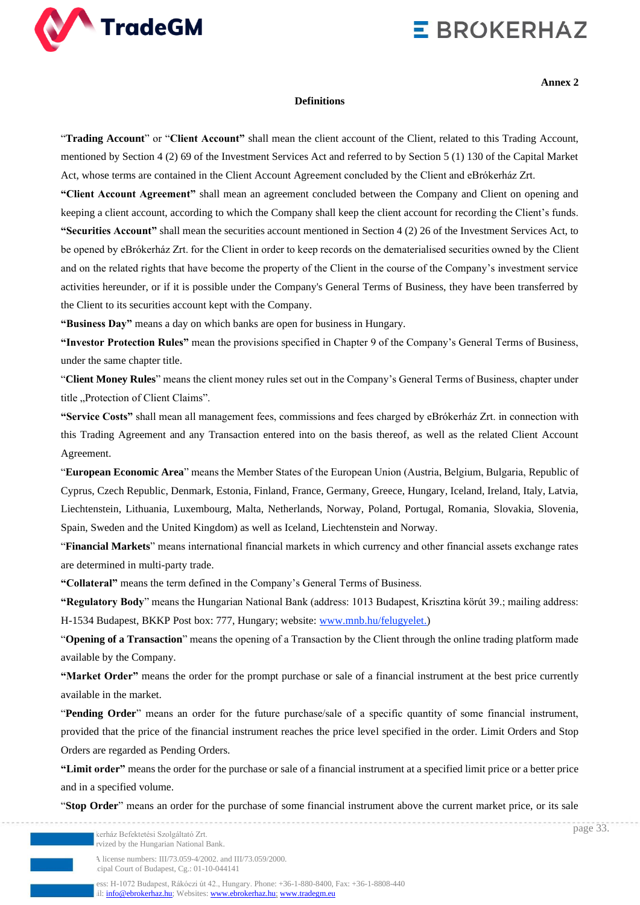**Annex 2**

**Definitions**

"**Trading Account**" or "**Client Account"** shall mean the client account of the Client, related to this Trading Account, mentioned by Section 4 (2) 69 of the Investment Services Act and referred to by Section 5 (1) 130 of the Capital Market Act, whose terms are contained in the Client Account Agreement concluded by the Client and eBrókerház Zrt.

**"Client Account Agreement"** shall mean an agreement concluded between the Company and Client on opening and keeping a client account, according to which the Company shall keep the client account for recording the Client's funds.

**"Securities Account"** shall mean the securities account mentioned in Section 4 (2) 26 of the Investment Services Act, to be opened by eBrókerház Zrt. for the Client in order to keep records on the dematerialised securities owned by the Client and on the related rights that have become the property of the Client in the course of the Company's investment service activities hereunder, or if it is possible under the Company's General Terms of Business, they have been transferred by the Client to its securities account kept with the Company.

**"Business Day"** means a day on which banks are open for business in Hungary.

**"Investor Protection Rules"** mean the provisions specified in Chapter 9 of the Company's General Terms of Business, under the same chapter title.

"**Client Money Rules**" means the client money rules set out in the Company's General Terms of Business, chapter under title „Protection of Client Claims".

**"Service Costs"** shall mean all management fees, commissions and fees charged by eBrókerház Zrt. in connection with this Trading Agreement and any Transaction entered into on the basis thereof, as well as the related Client Account Agreement.

"**European Economic Area**" means the Member States of the European Union (Austria, Belgium, Bulgaria, Republic of Cyprus, Czech Republic, Denmark, Estonia, Finland, France, Germany, Greece, Hungary, Iceland, Ireland, Italy, Latvia, Liechtenstein, Lithuania, Luxembourg, Malta, Netherlands, Norway, Poland, Portugal, Romania, Slovakia, Slovenia, Spain, Sweden and the United Kingdom) as well as Iceland, Liechtenstein and Norway.

"**Financial Markets**" means international financial markets in which currency and other financial assets exchange rates are determined in multi-party trade.

**"Collateral"** means the term defined in the Company's General Terms of Business.

"**Regulatory Body**" means the Hungarian National Bank (address: 1013 Budapest, Krisztina körút 39.; mailing address: H-1534 Budapest, BKKP Post box: 777, Hungary; website: www.mnb.hu/felugyelet.)

"**Opening of a Transaction**" means the opening of a Transaction by the Client through the online trading platform made available by the Company.

**"Market Order"** means the order for the prompt purchase or sale of a financial instrument at the best price currently available in the market.

"**Pending Order**" means an order for the future purchase/sale of a specific quantity of some financial instrument, provided that the price of the financial instrument reaches the price level specified in the order. Limit Orders and Stop Orders are regarded as Pending Orders.

**"Limit order"** means the order for the purchase or sale of a financial instrument at a specified limit price or a better price and in a specified volume.

"**Stop Order**" means an order for the purchase of some financial instrument above the current market price, or its sale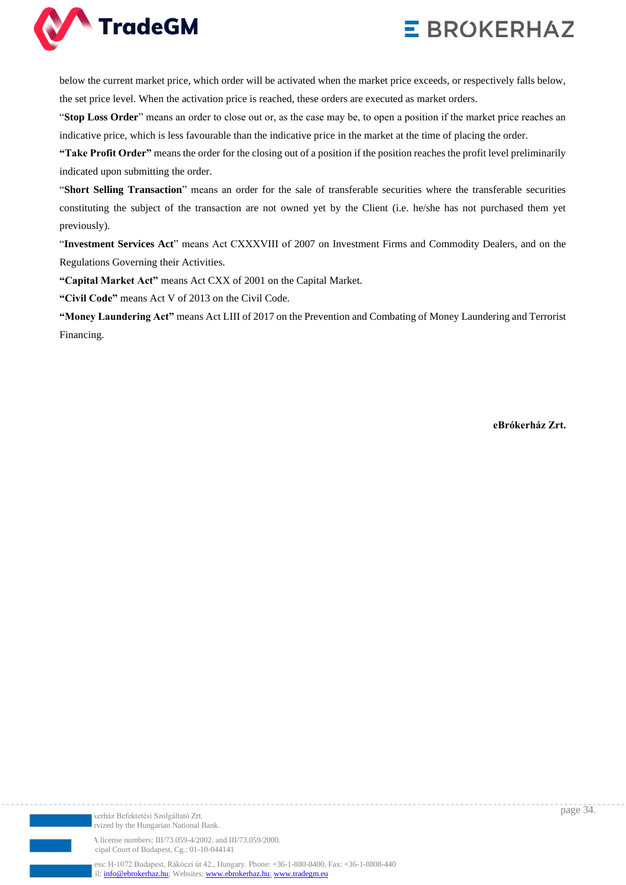below the current market price, which order will be activated when the market price exceeds, or respectively falls below, the set price level. When the activation price is reached, these orders are executed as market orders.

"**Stop Loss Order**" means an order to close out or, as the case may be, to open a position if the market price reaches an indicative price, which is less favourable than the indicative price in the market at the time of placing the order.

**"Take Profit Order"** means the order for the closing out of a position if the position reaches the profit level preliminarily indicated upon submitting the order.

"**Short Selling Transaction**" means an order for the sale of transferable securities where the transferable securities constituting the subject of the transaction are not owned yet by the Client (i.e. he/she has not purchased them yet previously).

"**Investment Services Act**" means Act CXXXVIII of 2007 on Investment Firms and Commodity Dealers, and on the Regulations Governing their Activities.

**"Capital Market Act"** means Act CXX of 2001 on the Capital Market.

**"Civil Code"** means Act V of 2013 on the Civil Code.

**"Money Laundering Act"** means Act LIII of 2017 on the Prevention and Combating of Money Laundering and Terrorist Financing.

**eBrókerház Zrt.**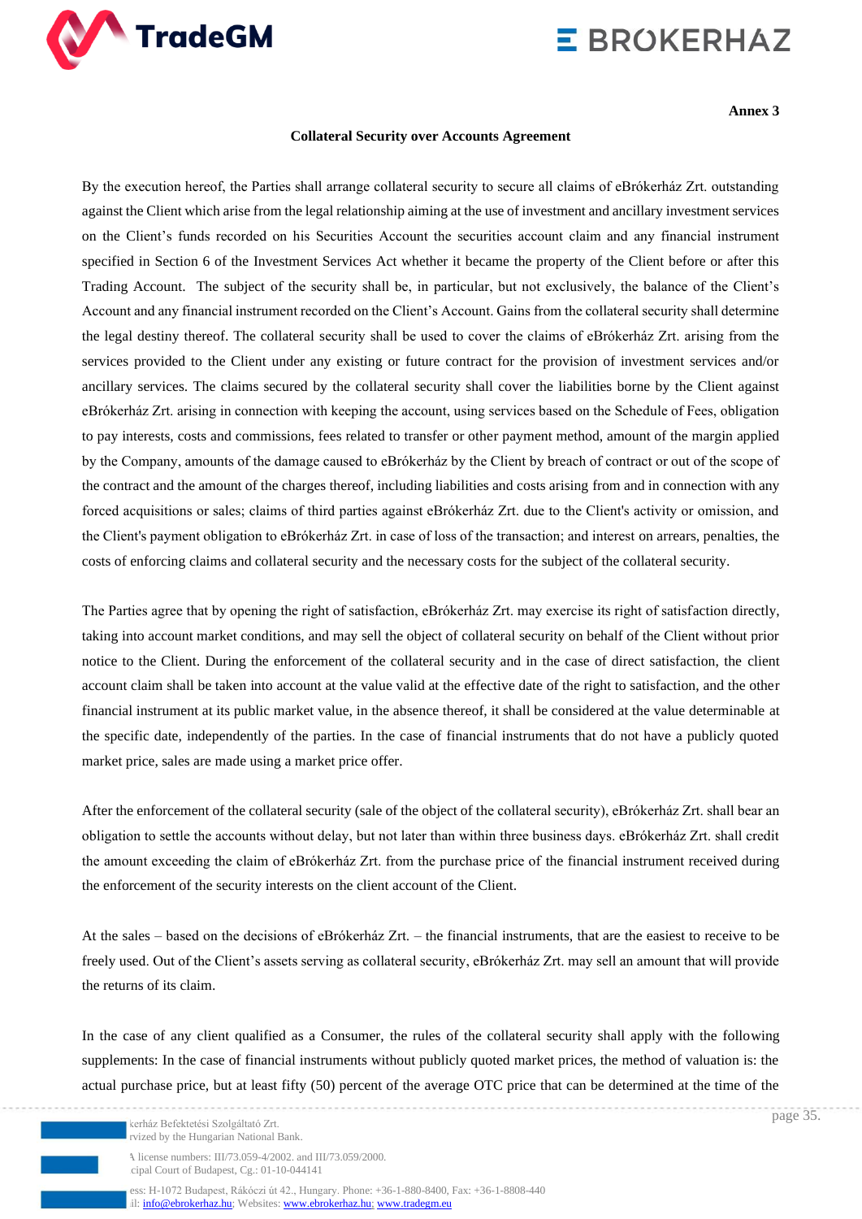**Annex 3**

**Collateral Security over Accounts Agreement**

By the execution hereof, the Parties shall arrange collateral security to secure all claims of eBrókerház Zrt. outstanding against the Client which arise from the legal relationship aiming at the use of investment and ancillary investment services on the Client's funds recorded on his Securities Account the securities account claim and any financial instrument specified in Section 6 of the Investment Services Act whether it became the property of the Client before or after this Trading Account. The subject of the security shall be, in particular, but not exclusively, the balance of the Client's Account and any financial instrument recorded on the Client's Account. Gains from the collateral security shall determine the legal destiny thereof. The collateral security shall be used to cover the claims of eBrókerház Zrt. arising from the services provided to the Client under any existing or future contract for the provision of investment services and/or ancillary services. The claims secured by the collateral security shall cover the liabilities borne by the Client against eBrókerház Zrt. arising in connection with keeping the account, using services based on the Schedule of Fees, obligation to pay interests, costs and commissions, fees related to transfer or other payment method, amount of the margin applied by the Company, amounts of the damage caused to eBrókerház by the Client by breach of contract or out of the scope of the contract and the amount of the charges thereof, including liabilities and costs arising from and in connection with any forced acquisitions or sales; claims of third parties against eBrókerház Zrt. due to the Client's activity or omission, and the Client's payment obligation to eBrókerház Zrt. in case of loss of the transaction; and interest on arrears, penalties, the costs of enforcing claims and collateral security and the necessary costs for the subject of the collateral security.

The Parties agree that by opening the right of satisfaction, eBrókerház Zrt. may exercise its right of satisfaction directly, taking into account market conditions, and may sell the object of collateral security on behalf of the Client without prior notice to the Client. During the enforcement of the collateral security and in the case of direct satisfaction, the client account claim shall be taken into account at the value valid at the effective date of the right to satisfaction, and the other financial instrument at its public market value, in the absence thereof, it shall be considered at the value determinable at the specific date, independently of the parties. In the case of financial instruments that do not have a publicly quoted market price, sales are made using a market price offer.

After the enforcement of the collateral security (sale of the object of the collateral security), eBrókerház Zrt. shall bear an obligation to settle the accounts without delay, but not later than within three business days. eBrókerház Zrt. shall credit the amount exceeding the claim of eBrókerház Zrt. from the purchase price of the financial instrument received during the enforcement of the security interests on the client account of the Client.

At the sales – based on the decisions of eBrókerház Zrt. – the financial instruments, that are the easiest to receive to be freely used. Out of the Client's assets serving as collateral security, eBrókerház Zrt. may sell an amount that will provide the returns of its claim.

In the case of any client qualified as a Consumer, the rules of the collateral security shall apply with the following supplements: In the case of financial instruments without publicly quoted market prices, the method of valuation is: the actual purchase price, but at least fifty (50) percent of the average OTC price that can be determined at the time of the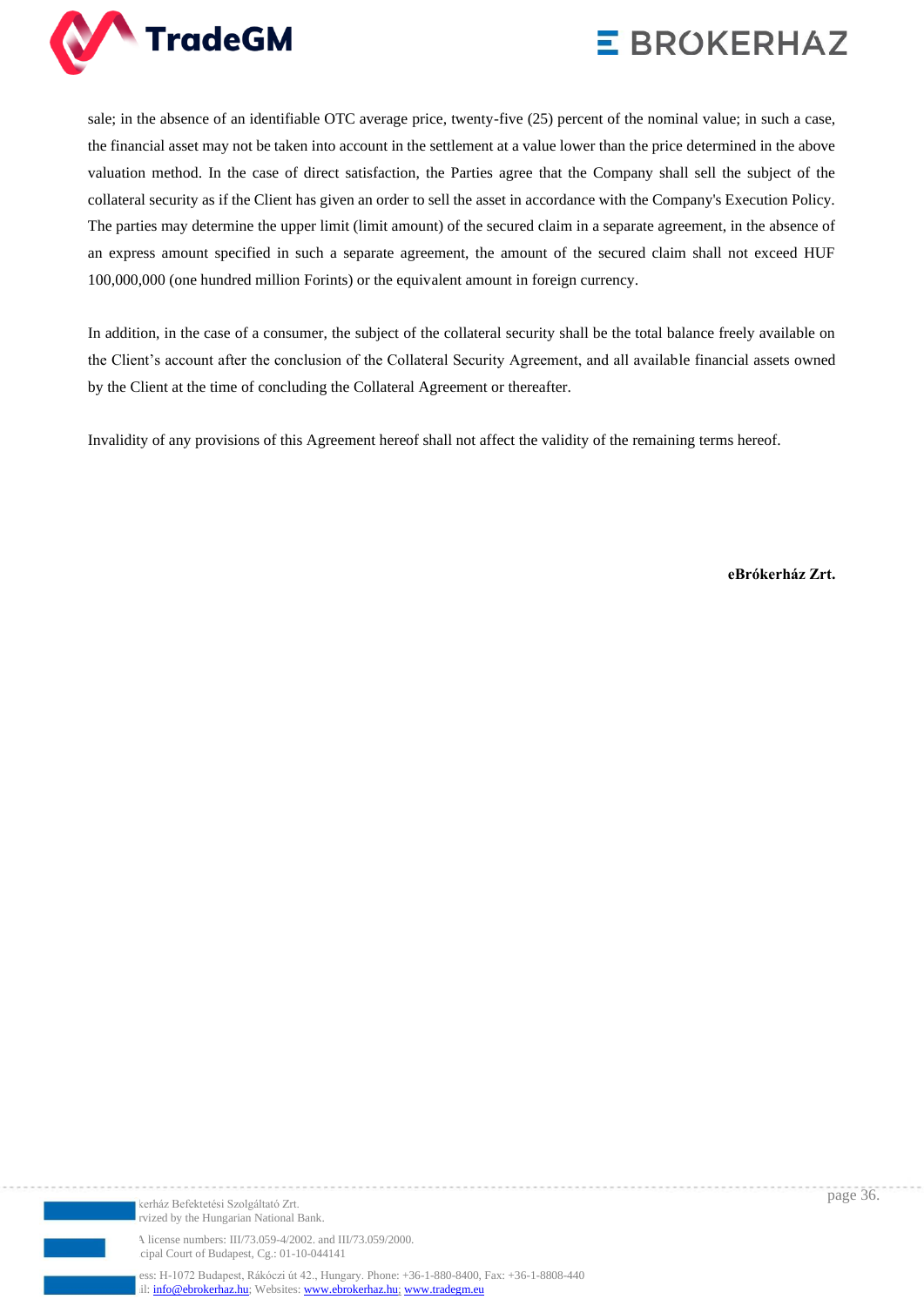sale; in the absence of an identifiable OTC average price, twenty-five (25) percent of the nominal value; in such a case, the financial asset may not be taken into account in the settlement at a value lower than the price determined in the above valuation method. In the case of direct satisfaction, the Parties agree that the Company shall sell the subject of the collateral security as if the Client has given an order to sell the asset in accordance with the Company's Execution Policy. The parties may determine the upper limit (limit amount) of the secured claim in a separate agreement, in the absence of an express amount specified in such a separate agreement, the amount of the secured claim shall not exceed HUF 100,000,000 (one hundred million Forints) or the equivalent amount in foreign currency.

In addition, in the case of a consumer, the subject of the collateral security shall be the total balance freely available on the Client's account after the conclusion of the Collateral Security Agreement, and all available financial assets owned by the Client at the time of concluding the Collateral Agreement or thereafter.

Invalidity of any provisions of this Agreement hereof shall not affect the validity of the remaining terms hereof.

**eBrókerház Zrt.**